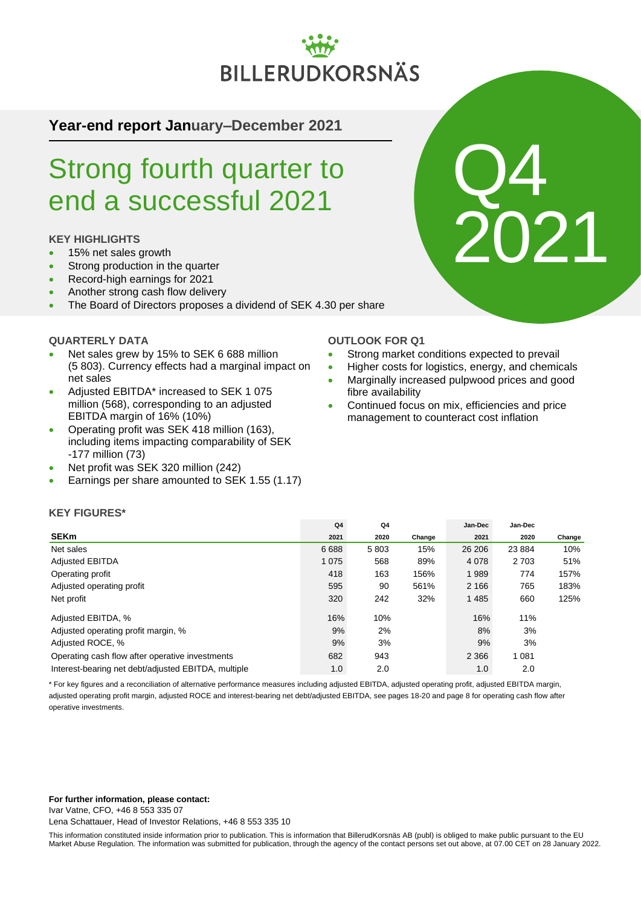BILLERUDKORSNÄS

## Year-end report January–December 2021

# Strong fourth quarter to end a successful 2021

Q4 2021

### KEY HIGHLIGHTS

- 15% net sales growth
- Strong production in the quarter
- Record-high earnings for 2021
- Another strong cash flow delivery
- The Board of Directors proposes a dividend of SEK 4.30 per share

### QUARTERLY DATA

- Net sales grew by 15% to SEK 6 688 million (5 803). Currency effects had a marginal impact on net sales
- Adjusted EBITDA* increased to SEK 1 075 million (568), corresponding to an adjusted EBITDA margin of 16% (10%)
- Operating profit was SEK 418 million (163), including items impacting comparability of SEK -177 million (73)
- Net profit was SEK 320 million (242)
- Earnings per share amounted to SEK 1.55 (1.17)

### OUTLOOK FOR Q1

- Strong market conditions expected to prevail
- Higher costs for logistics, energy, and chemicals
- Marginally increased pulpwood prices and good fibre availability
- Continued focus on mix, efficiencies and price management to counteract cost inflation

### KEY FIGURES*

| SEKm | Q4 2021 | Q4 2020 | Change | Jan-Dec 2021 | Jan-Dec 2020 | Change |
|---|---|---|---|---|---|---|
| Net sales | 6 688 | 5 803 | 15% | 26 206 | 23 884 | 10% |
| Adjusted EBITDA | 1 075 | 568 | 89% | 4 078 | 2 703 | 51% |
| Operating profit | 418 | 163 | 156% | 1 989 | 774 | 157% |
| Adjusted operating profit | 595 | 90 | 561% | 2 166 | 765 | 183% |
| Net profit | 320 | 242 | 32% | 1 485 | 660 | 125% |
| Adjusted EBITDA, % | 16% | 10% | | 16% | 11% | |
| Adjusted operating profit margin, % | 9% | 2% | | 8% | 3% | |
| Adjusted ROCE, % | 9% | 3% | | 9% | 3% | |
| Operating cash flow after operative investments | 682 | 943 | | 2 366 | 1 081 | |
| Interest-bearing net debt/adjusted EBITDA, multiple | 1.0 | 2.0 | | 1.0 | 2.0 | |

\* For key figures and a reconciliation of alternative performance measures including adjusted EBITDA, adjusted operating profit, adjusted EBITDA margin, adjusted operating profit margin, adjusted ROCE and interest-bearing net debt/adjusted EBITDA, see pages 18-20 and page 8 for operating cash flow after operative investments.

**For further information, please contact:**
Ivar Vatne, CFO, +46 8 553 335 07
Lena Schattauer, Head of Investor Relations, +46 8 553 335 10

This information constituted inside information prior to publication. This is information that BillerudKorsnäs AB (publ) is obliged to make public pursuant to the EU Market Abuse Regulation. The information was submitted for publication, through the agency of the contact persons set out above, at 07.00 CET on 28 January 2022.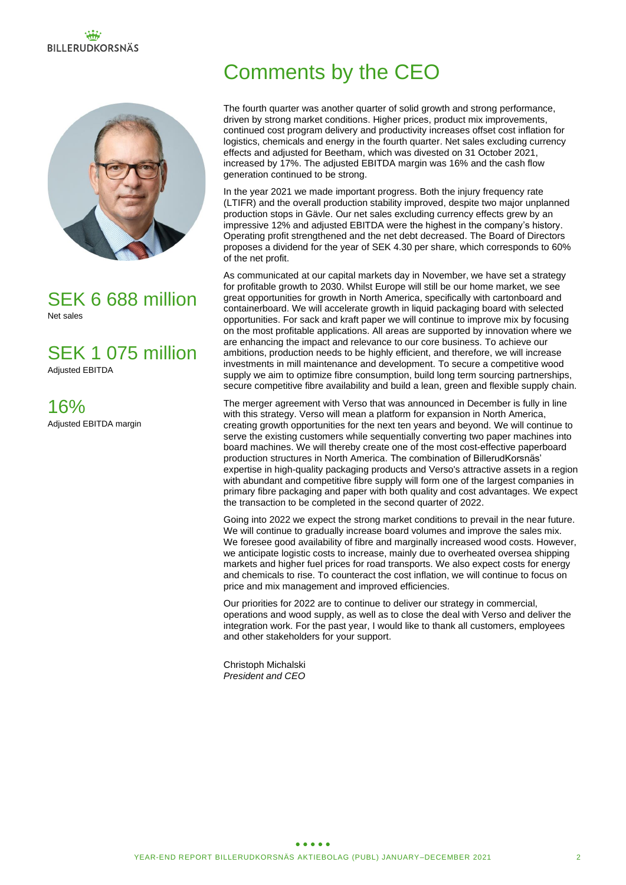# Comments by the CEO

SEK 6 688 million
Net sales

SEK 1 075 million
Adjusted EBITDA

16%
Adjusted EBITDA margin

The fourth quarter was another quarter of solid growth and strong performance, driven by strong market conditions. Higher prices, product mix improvements, continued cost program delivery and productivity increases offset cost inflation for logistics, chemicals and energy in the fourth quarter. Net sales excluding currency effects and adjusted for Beetham, which was divested on 31 October 2021, increased by 17%. The adjusted EBITDA margin was 16% and the cash flow generation continued to be strong.

In the year 2021 we made important progress. Both the injury frequency rate (LTIFR) and the overall production stability improved, despite two major unplanned production stops in Gävle. Our net sales excluding currency effects grew by an impressive 12% and adjusted EBITDA were the highest in the company's history. Operating profit strengthened and the net debt decreased. The Board of Directors proposes a dividend for the year of SEK 4.30 per share, which corresponds to 60% of the net profit.

As communicated at our capital markets day in November, we have set a strategy for profitable growth to 2030. Whilst Europe will still be our home market, we see great opportunities for growth in North America, specifically with cartonboard and containerboard. We will accelerate growth in liquid packaging board with selected opportunities. For sack and kraft paper we will continue to improve mix by focusing on the most profitable applications. All areas are supported by innovation where we are enhancing the impact and relevance to our core business. To achieve our ambitions, production needs to be highly efficient, and therefore, we will increase investments in mill maintenance and development. To secure a competitive wood supply we aim to optimize fibre consumption, build long term sourcing partnerships, secure competitive fibre availability and build a lean, green and flexible supply chain.

The merger agreement with Verso that was announced in December is fully in line with this strategy. Verso will mean a platform for expansion in North America, creating growth opportunities for the next ten years and beyond. We will continue to serve the existing customers while sequentially converting two paper machines into board machines. We will thereby create one of the most cost-effective paperboard production structures in North America. The combination of BillerudKorsnäs' expertise in high-quality packaging products and Verso's attractive assets in a region with abundant and competitive fibre supply will form one of the largest companies in primary fibre packaging and paper with both quality and cost advantages. We expect the transaction to be completed in the second quarter of 2022.

Going into 2022 we expect the strong market conditions to prevail in the near future. We will continue to gradually increase board volumes and improve the sales mix. We foresee good availability of fibre and marginally increased wood costs. However, we anticipate logistic costs to increase, mainly due to overheated oversea shipping markets and higher fuel prices for road transports. We also expect costs for energy and chemicals to rise. To counteract the cost inflation, we will continue to focus on price and mix management and improved efficiencies.

Our priorities for 2022 are to continue to deliver our strategy in commercial, operations and wood supply, as well as to close the deal with Verso and deliver the integration work. For the past year, I would like to thank all customers, employees and other stakeholders for your support.

Christoph Michalski
*President and CEO*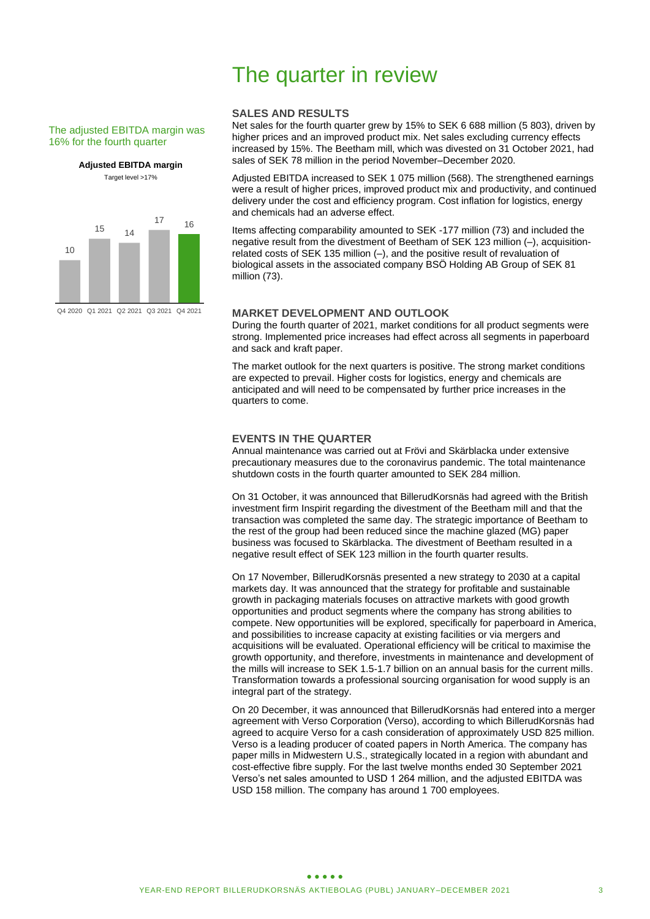# The quarter in review

The adjusted EBITDA margin was 16% for the fourth quarter

**Adjusted EBITDA margin**

Target level >17%

10
15
14
17
16

Q4 2020 Q1 2021 Q2 2021 Q3 2021 Q4 2021

## SALES AND RESULTS

Net sales for the fourth quarter grew by 15% to SEK 6 688 million (5 803), driven by higher prices and an improved product mix. Net sales excluding currency effects increased by 15%. The Beetham mill, which was divested on 31 October 2021, had sales of SEK 78 million in the period November–December 2020.

Adjusted EBITDA increased to SEK 1 075 million (568). The strengthened earnings were a result of higher prices, improved product mix and productivity, and continued delivery under the cost and efficiency program. Cost inflation for logistics, energy and chemicals had an adverse effect.

Items affecting comparability amounted to SEK -177 million (73) and included the negative result from the divestment of Beetham of SEK 123 million (–), acquisition-related costs of SEK 135 million (–), and the positive result of revaluation of biological assets in the associated company BSÖ Holding AB Group of SEK 81 million (73).

## MARKET DEVELOPMENT AND OUTLOOK

During the fourth quarter of 2021, market conditions for all product segments were strong. Implemented price increases had effect across all segments in paperboard and sack and kraft paper.

The market outlook for the next quarters is positive. The strong market conditions are expected to prevail. Higher costs for logistics, energy and chemicals are anticipated and will need to be compensated by further price increases in the quarters to come.

## EVENTS IN THE QUARTER

Annual maintenance was carried out at Frövi and Skärblacka under extensive precautionary measures due to the coronavirus pandemic. The total maintenance shutdown costs in the fourth quarter amounted to SEK 284 million.

On 31 October, it was announced that BillerudKorsnäs had agreed with the British investment firm Inspirit regarding the divestment of the Beetham mill and that the transaction was completed the same day. The strategic importance of Beetham to the rest of the group had been reduced since the machine glazed (MG) paper business was focused to Skärblacka. The divestment of Beetham resulted in a negative result effect of SEK 123 million in the fourth quarter results.

On 17 November, BillerudKorsnäs presented a new strategy to 2030 at a capital markets day. It was announced that the strategy for profitable and sustainable growth in packaging materials focuses on attractive markets with good growth opportunities and product segments where the company has strong abilities to compete. New opportunities will be explored, specifically for paperboard in America, and possibilities to increase capacity at existing facilities or via mergers and acquisitions will be evaluated. Operational efficiency will be critical to maximise the growth opportunity, and therefore, investments in maintenance and development of the mills will increase to SEK 1.5-1.7 billion on an annual basis for the current mills. Transformation towards a professional sourcing organisation for wood supply is an integral part of the strategy.

On 20 December, it was announced that BillerudKorsnäs had entered into a merger agreement with Verso Corporation (Verso), according to which BillerudKorsnäs had agreed to acquire Verso for a cash consideration of approximately USD 825 million. Verso is a leading producer of coated papers in North America. The company has paper mills in Midwestern U.S., strategically located in a region with abundant and cost-effective fibre supply. For the last twelve months ended 30 September 2021 Verso's net sales amounted to USD 1 264 million, and the adjusted EBITDA was USD 158 million. The company has around 1 700 employees.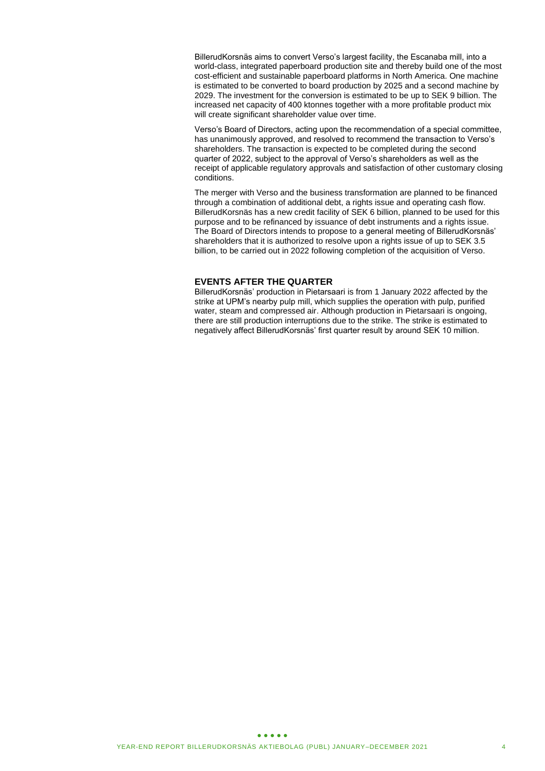BillerudKorsnäs aims to convert Verso's largest facility, the Escanaba mill, into a world-class, integrated paperboard production site and thereby build one of the most cost-efficient and sustainable paperboard platforms in North America. One machine is estimated to be converted to board production by 2025 and a second machine by 2029. The investment for the conversion is estimated to be up to SEK 9 billion. The increased net capacity of 400 ktonnes together with a more profitable product mix will create significant shareholder value over time.

Verso's Board of Directors, acting upon the recommendation of a special committee, has unanimously approved, and resolved to recommend the transaction to Verso's shareholders. The transaction is expected to be completed during the second quarter of 2022, subject to the approval of Verso's shareholders as well as the receipt of applicable regulatory approvals and satisfaction of other customary closing conditions.

The merger with Verso and the business transformation are planned to be financed through a combination of additional debt, a rights issue and operating cash flow. BillerudKorsnäs has a new credit facility of SEK 6 billion, planned to be used for this purpose and to be refinanced by issuance of debt instruments and a rights issue. The Board of Directors intends to propose to a general meeting of BillerudKorsnäs' shareholders that it is authorized to resolve upon a rights issue of up to SEK 3.5 billion, to be carried out in 2022 following completion of the acquisition of Verso.

## EVENTS AFTER THE QUARTER

BillerudKorsnäs' production in Pietarsaari is from 1 January 2022 affected by the strike at UPM's nearby pulp mill, which supplies the operation with pulp, purified water, steam and compressed air. Although production in Pietarsaari is ongoing, there are still production interruptions due to the strike. The strike is estimated to negatively affect BillerudKorsnäs' first quarter result by around SEK 10 million.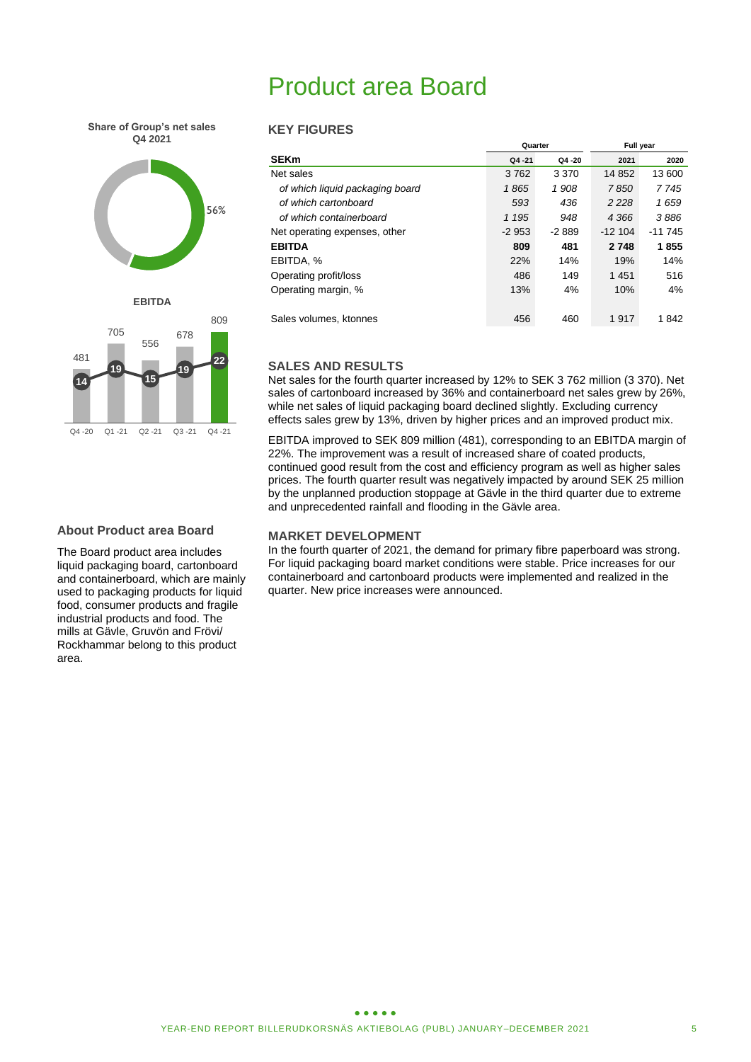# Product area Board

Share of Group's net sales
Q4 2021

56%

EBITDA

481
14
705
19
556
15
678
19
809
22

Q4 -20 Q1 -21 Q2 -21 Q3 -21 Q4 -21

## KEY FIGURES

| | Quarter | | Full year | |
|---|---|---|---|---|
| **SEKm** | Q4 -21 | Q4 -20 | 2021 | 2020 |
| Net sales | 3 762 | 3 370 | 14 852 | 13 600 |
| *of which liquid packaging board* | *1 865* | *1 908* | *7 850* | *7 745* |
| *of which cartonboard* | *593* | *436* | *2 228* | *1 659* |
| *of which containerboard* | *1 195* | *948* | *4 366* | *3 886* |
| Net operating expenses, other | -2 953 | -2 889 | -12 104 | -11 745 |
| **EBITDA** | **809** | **481** | **2 748** | **1 855** |
| EBITDA, % | 22% | 14% | 19% | 14% |
| Operating profit/loss | 486 | 149 | 1 451 | 516 |
| Operating margin, % | 13% | 4% | 10% | 4% |
| Sales volumes, ktonnes | 456 | 460 | 1 917 | 1 842 |

## SALES AND RESULTS

Net sales for the fourth quarter increased by 12% to SEK 3 762 million (3 370). Net sales of cartonboard increased by 36% and containerboard net sales grew by 26%, while net sales of liquid packaging board declined slightly. Excluding currency effects sales grew by 13%, driven by higher prices and an improved product mix.

EBITDA improved to SEK 809 million (481), corresponding to an EBITDA margin of 22%. The improvement was a result of increased share of coated products, continued good result from the cost and efficiency program as well as higher sales prices. The fourth quarter result was negatively impacted by around SEK 25 million by the unplanned production stoppage at Gävle in the third quarter due to extreme and unprecedented rainfall and flooding in the Gävle area.

## MARKET DEVELOPMENT

In the fourth quarter of 2021, the demand for primary fibre paperboard was strong. For liquid packaging board market conditions were stable. Price increases for our containerboard and cartonboard products were implemented and realized in the quarter. New price increases were announced.

### About Product area Board

The Board product area includes liquid packaging board, cartonboard and containerboard, which are mainly used to packaging products for liquid food, consumer products and fragile industrial products and food. The mills at Gävle, Gruvön and Frövi/ Rockhammar belong to this product area.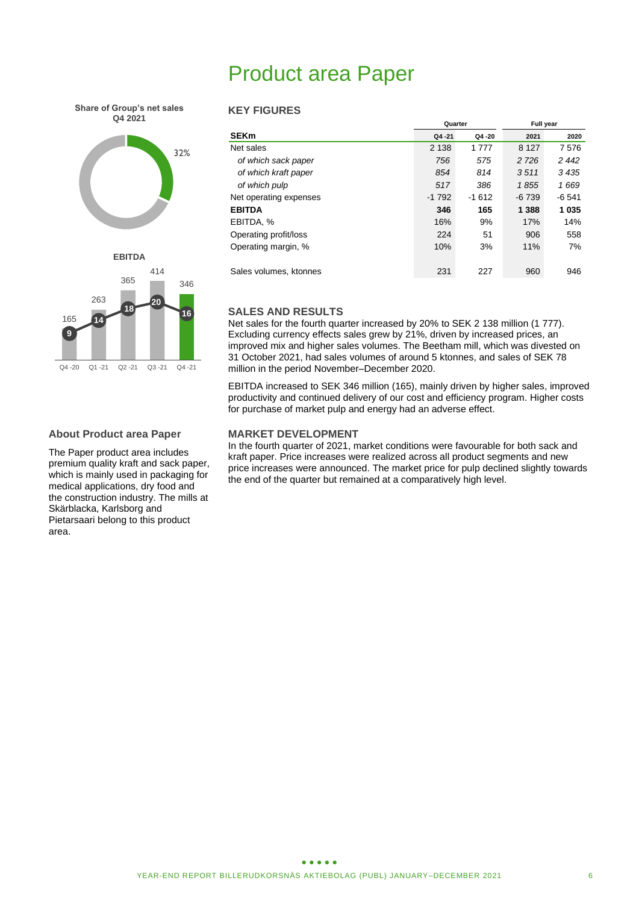# Product area Paper

**Share of Group's net sales Q4 2021**

32%

**EBITDA**

165
263
365
414
346
9
14
18
20
16
Q4 -20
Q1 -21
Q2 -21
Q3 -21
Q4 -21

### About Product area Paper

The Paper product area includes premium quality kraft and sack paper, which is mainly used in packaging for medical applications, dry food and the construction industry. The mills at Skärblacka, Karlsborg and Pietarsaari belong to this product area.

### KEY FIGURES

| | Quarter | | Full year | |
|---|---|---|---|---|
| **SEKm** | **Q4 -21** | **Q4 -20** | **2021** | **2020** |
| Net sales | 2 138 | 1 777 | 8 127 | 7 576 |
| *of which sack paper* | *756* | *575* | *2 726* | *2 442* |
| *of which kraft paper* | *854* | *814* | *3 511* | *3 435* |
| *of which pulp* | *517* | *386* | *1 855* | *1 669* |
| Net operating expenses | -1 792 | -1 612 | -6 739 | -6 541 |
| **EBITDA** | **346** | **165** | **1 388** | **1 035** |
| EBITDA, % | 16% | 9% | 17% | 14% |
| Operating profit/loss | 224 | 51 | 906 | 558 |
| Operating margin, % | 10% | 3% | 11% | 7% |
| | | | | |
| Sales volumes, ktonnes | 231 | 227 | 960 | 946 |

### SALES AND RESULTS

Net sales for the fourth quarter increased by 20% to SEK 2 138 million (1 777). Excluding currency effects sales grew by 21%, driven by increased prices, an improved mix and higher sales volumes. The Beetham mill, which was divested on 31 October 2021, had sales volumes of around 5 ktonnes, and sales of SEK 78 million in the period November–December 2020.

EBITDA increased to SEK 346 million (165), mainly driven by higher sales, improved productivity and continued delivery of our cost and efficiency program. Higher costs for purchase of market pulp and energy had an adverse effect.

### MARKET DEVELOPMENT

In the fourth quarter of 2021, market conditions were favourable for both sack and kraft paper. Price increases were realized across all product segments and new price increases were announced. The market price for pulp declined slightly towards the end of the quarter but remained at a comparatively high level.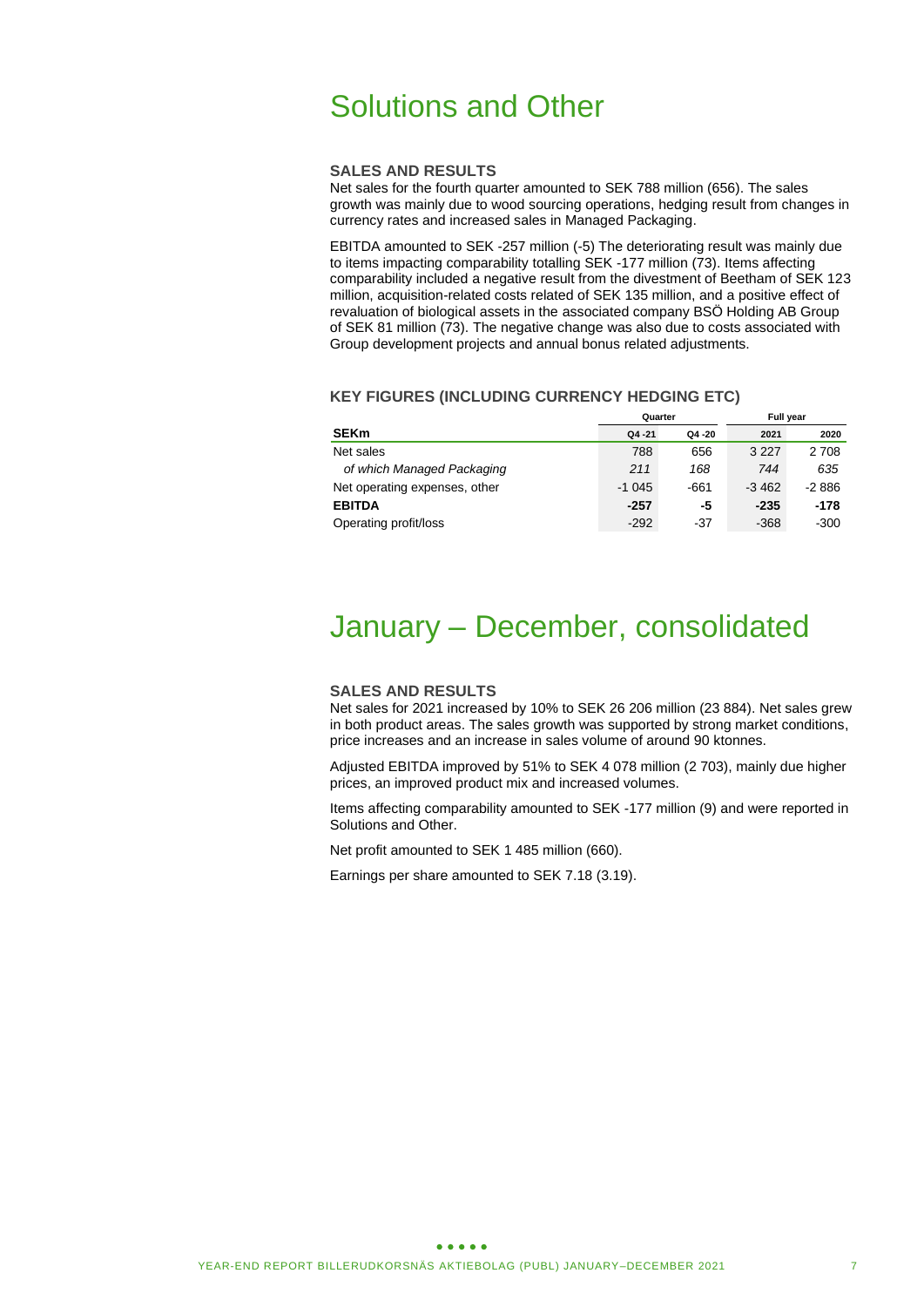# Solutions and Other

### SALES AND RESULTS

Net sales for the fourth quarter amounted to SEK 788 million (656). The sales growth was mainly due to wood sourcing operations, hedging result from changes in currency rates and increased sales in Managed Packaging.

EBITDA amounted to SEK -257 million (-5) The deteriorating result was mainly due to items impacting comparability totalling SEK -177 million (73). Items affecting comparability included a negative result from the divestment of Beetham of SEK 123 million, acquisition-related costs related of SEK 135 million, and a positive effect of revaluation of biological assets in the associated company BSÖ Holding AB Group of SEK 81 million (73). The negative change was also due to costs associated with Group development projects and annual bonus related adjustments.

### KEY FIGURES (INCLUDING CURRENCY HEDGING ETC)

| | Quarter | | Full year | |
|---|---|---|---|---|
| **SEKm** | Q4 -21 | Q4 -20 | 2021 | 2020 |
| Net sales | 788 | 656 | 3 227 | 2 708 |
| *of which Managed Packaging* | *211* | *168* | *744* | *635* |
| Net operating expenses, other | -1 045 | -661 | -3 462 | -2 886 |
| **EBITDA** | **-257** | **-5** | **-235** | **-178** |
| Operating profit/loss | -292 | -37 | -368 | -300 |

# January – December, consolidated

### SALES AND RESULTS

Net sales for 2021 increased by 10% to SEK 26 206 million (23 884). Net sales grew in both product areas. The sales growth was supported by strong market conditions, price increases and an increase in sales volume of around 90 ktonnes.

Adjusted EBITDA improved by 51% to SEK 4 078 million (2 703), mainly due higher prices, an improved product mix and increased volumes.

Items affecting comparability amounted to SEK -177 million (9) and were reported in Solutions and Other.

Net profit amounted to SEK 1 485 million (660).

Earnings per share amounted to SEK 7.18 (3.19).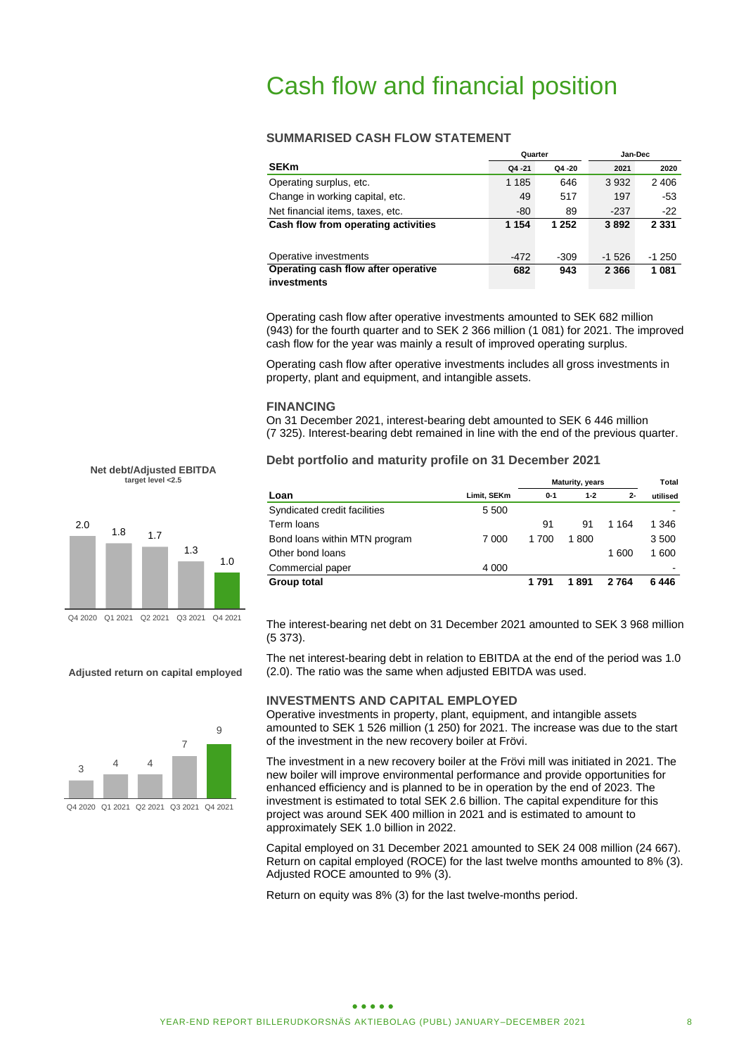# Cash flow and financial position

### SUMMARISED CASH FLOW STATEMENT

| | Quarter | | Jan-Dec | |
|---|---|---|---|---|
| **SEKm** | Q4 -21 | Q4 -20 | 2021 | 2020 |
| Operating surplus, etc. | 1 185 | 646 | 3 932 | 2 406 |
| Change in working capital, etc. | 49 | 517 | 197 | -53 |
| Net financial items, taxes, etc. | -80 | 89 | -237 | -22 |
| **Cash flow from operating activities** | **1 154** | **1 252** | **3 892** | **2 331** |
| Operative investments | -472 | -309 | -1 526 | -1 250 |
| **Operating cash flow after operative investments** | **682** | **943** | **2 366** | **1 081** |

Operating cash flow after operative investments amounted to SEK 682 million (943) for the fourth quarter and to SEK 2 366 million (1 081) for 2021. The improved cash flow for the year was mainly a result of improved operating surplus.

Operating cash flow after operative investments includes all gross investments in property, plant and equipment, and intangible assets.

### FINANCING

On 31 December 2021, interest-bearing debt amounted to SEK 6 446 million (7 325). Interest-bearing debt remained in line with the end of the previous quarter.

**Debt portfolio and maturity profile on 31 December 2021**

| | | Maturity, years | | | Total |
|---|---|---|---|---|---|
| **Loan** | Limit, SEKm | 0-1 | 1-2 | 2- | utilised |
| Syndicated credit facilities | 5 500 | | | | - |
| Term loans | | 91 | 91 | 1 164 | 1 346 |
| Bond loans within MTN program | 7 000 | 1 700 | 1 800 | | 3 500 |
| Other bond loans | | | | 1 600 | 1 600 |
| Commercial paper | 4 000 | | | | - |
| **Group total** | | **1 791** | **1 891** | **2 764** | **6 446** |

**Net debt/Adjusted EBITDA**
target level <2.5

2.0 1.8 1.7 1.3 1.0

Q4 2020 Q1 2021 Q2 2021 Q3 2021 Q4 2021

The interest-bearing net debt on 31 December 2021 amounted to SEK 3 968 million (5 373).

The net interest-bearing debt in relation to EBITDA at the end of the period was 1.0 (2.0). The ratio was the same when adjusted EBITDA was used.

**Adjusted return on capital employed**

3 4 4 7 9

Q4 2020 Q1 2021 Q2 2021 Q3 2021 Q4 2021

### INVESTMENTS AND CAPITAL EMPLOYED

Operative investments in property, plant, equipment, and intangible assets amounted to SEK 1 526 million (1 250) for 2021. The increase was due to the start of the investment in the new recovery boiler at Frövi.

The investment in a new recovery boiler at the Frövi mill was initiated in 2021. The new boiler will improve environmental performance and provide opportunities for enhanced efficiency and is planned to be in operation by the end of 2023. The investment is estimated to total SEK 2.6 billion. The capital expenditure for this project was around SEK 400 million in 2021 and is estimated to amount to approximately SEK 1.0 billion in 2022.

Capital employed on 31 December 2021 amounted to SEK 24 008 million (24 667). Return on capital employed (ROCE) for the last twelve months amounted to 8% (3). Adjusted ROCE amounted to 9% (3).

Return on equity was 8% (3) for the last twelve-months period.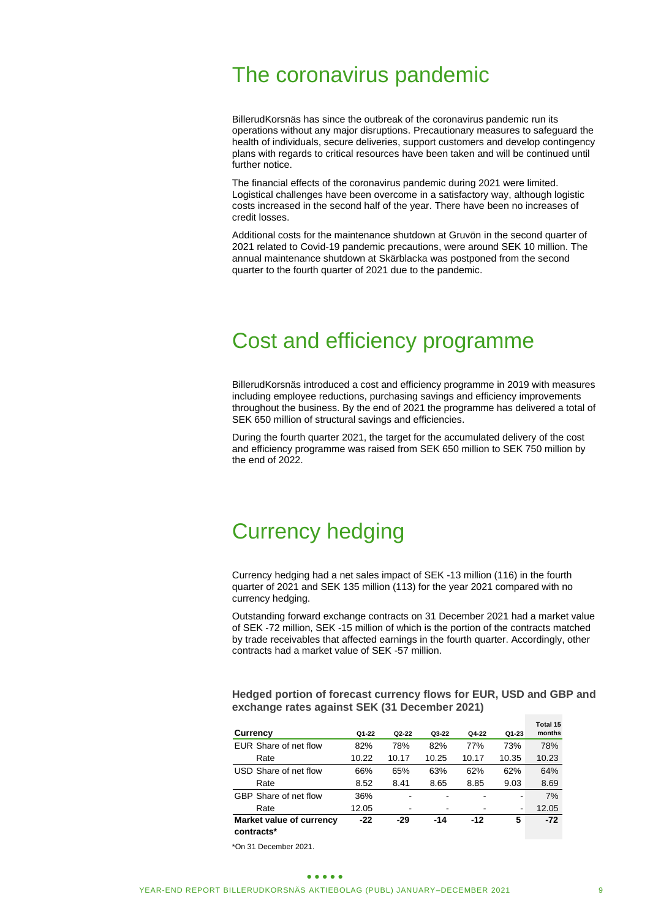# The coronavirus pandemic

BillerudKorsnäs has since the outbreak of the coronavirus pandemic run its operations without any major disruptions. Precautionary measures to safeguard the health of individuals, secure deliveries, support customers and develop contingency plans with regards to critical resources have been taken and will be continued until further notice.

The financial effects of the coronavirus pandemic during 2021 were limited. Logistical challenges have been overcome in a satisfactory way, although logistic costs increased in the second half of the year. There have been no increases of credit losses.

Additional costs for the maintenance shutdown at Gruvön in the second quarter of 2021 related to Covid-19 pandemic precautions, were around SEK 10 million. The annual maintenance shutdown at Skärblacka was postponed from the second quarter to the fourth quarter of 2021 due to the pandemic.

# Cost and efficiency programme

BillerudKorsnäs introduced a cost and efficiency programme in 2019 with measures including employee reductions, purchasing savings and efficiency improvements throughout the business. By the end of 2021 the programme has delivered a total of SEK 650 million of structural savings and efficiencies.

During the fourth quarter 2021, the target for the accumulated delivery of the cost and efficiency programme was raised from SEK 650 million to SEK 750 million by the end of 2022.

# Currency hedging

Currency hedging had a net sales impact of SEK -13 million (116) in the fourth quarter of 2021 and SEK 135 million (113) for the year 2021 compared with no currency hedging.

Outstanding forward exchange contracts on 31 December 2021 had a market value of SEK -72 million, SEK -15 million of which is the portion of the contracts matched by trade receivables that affected earnings in the fourth quarter. Accordingly, other contracts had a market value of SEK -57 million.

**Hedged portion of forecast currency flows for EUR, USD and GBP and exchange rates against SEK (31 December 2021)**

| Currency | Q1-22 | Q2-22 | Q3-22 | Q4-22 | Q1-23 | Total 15 months |
|---|---|---|---|---|---|---|
| EUR Share of net flow | 82% | 78% | 82% | 77% | 73% | 78% |
| Rate | 10.22 | 10.17 | 10.25 | 10.17 | 10.35 | 10.23 |
| USD Share of net flow | 66% | 65% | 63% | 62% | 62% | 64% |
| Rate | 8.52 | 8.41 | 8.65 | 8.85 | 9.03 | 8.69 |
| GBP Share of net flow | 36% | - | - | - | - | 7% |
| Rate | 12.05 | - | - | - | - | 12.05 |
| **Market value of currency contracts*** | **-22** | **-29** | **-14** | **-12** | **5** | **-72** |

*On 31 December 2021.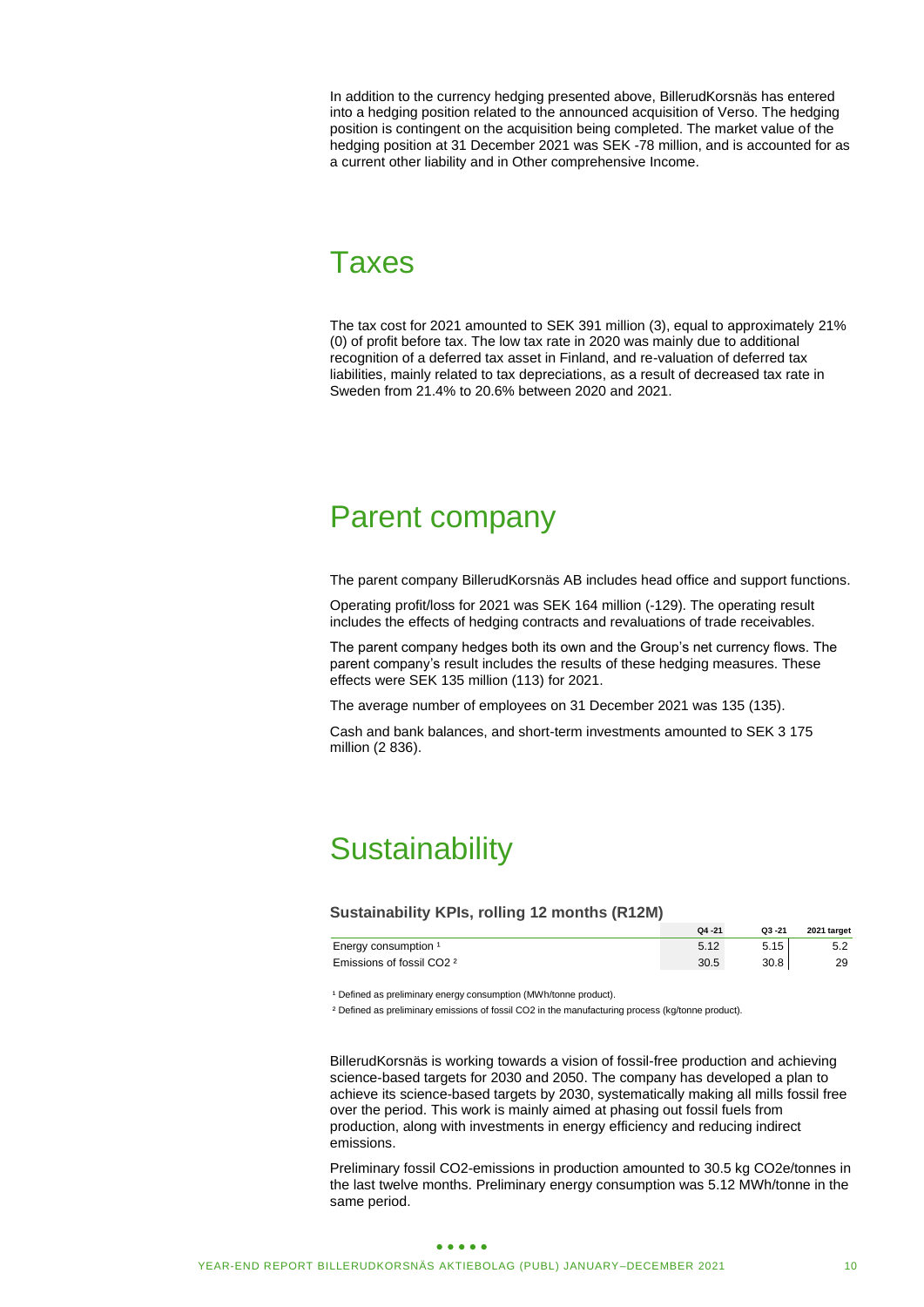In addition to the currency hedging presented above, BillerudKorsnäs has entered into a hedging position related to the announced acquisition of Verso. The hedging position is contingent on the acquisition being completed. The market value of the hedging position at 31 December 2021 was SEK -78 million, and is accounted for as a current other liability and in Other comprehensive Income.

# Taxes

The tax cost for 2021 amounted to SEK 391 million (3), equal to approximately 21% (0) of profit before tax. The low tax rate in 2020 was mainly due to additional recognition of a deferred tax asset in Finland, and re-valuation of deferred tax liabilities, mainly related to tax depreciations, as a result of decreased tax rate in Sweden from 21.4% to 20.6% between 2020 and 2021.

# Parent company

The parent company BillerudKorsnäs AB includes head office and support functions.

Operating profit/loss for 2021 was SEK 164 million (-129). The operating result includes the effects of hedging contracts and revaluations of trade receivables.

The parent company hedges both its own and the Group's net currency flows. The parent company's result includes the results of these hedging measures. These effects were SEK 135 million (113) for 2021.

The average number of employees on 31 December 2021 was 135 (135).

Cash and bank balances, and short-term investments amounted to SEK 3 175 million (2 836).

# Sustainability

### Sustainability KPIs, rolling 12 months (R12M)

| | Q4 -21 | Q3 -21 | 2021 target |
|---|---|---|---|
| Energy consumption [1] | 5.12 | 5.15 | 5.2 |
| Emissions of fossil CO2 [2] | 30.5 | 30.8 | 29 |

[1] Defined as preliminary energy consumption (MWh/tonne product).

[2] Defined as preliminary emissions of fossil CO2 in the manufacturing process (kg/tonne product).

BillerudKorsnäs is working towards a vision of fossil-free production and achieving science-based targets for 2030 and 2050. The company has developed a plan to achieve its science-based targets by 2030, systematically making all mills fossil free over the period. This work is mainly aimed at phasing out fossil fuels from production, along with investments in energy efficiency and reducing indirect emissions.

Preliminary fossil CO2-emissions in production amounted to 30.5 kg CO2e/tonnes in the last twelve months. Preliminary energy consumption was 5.12 MWh/tonne in the same period.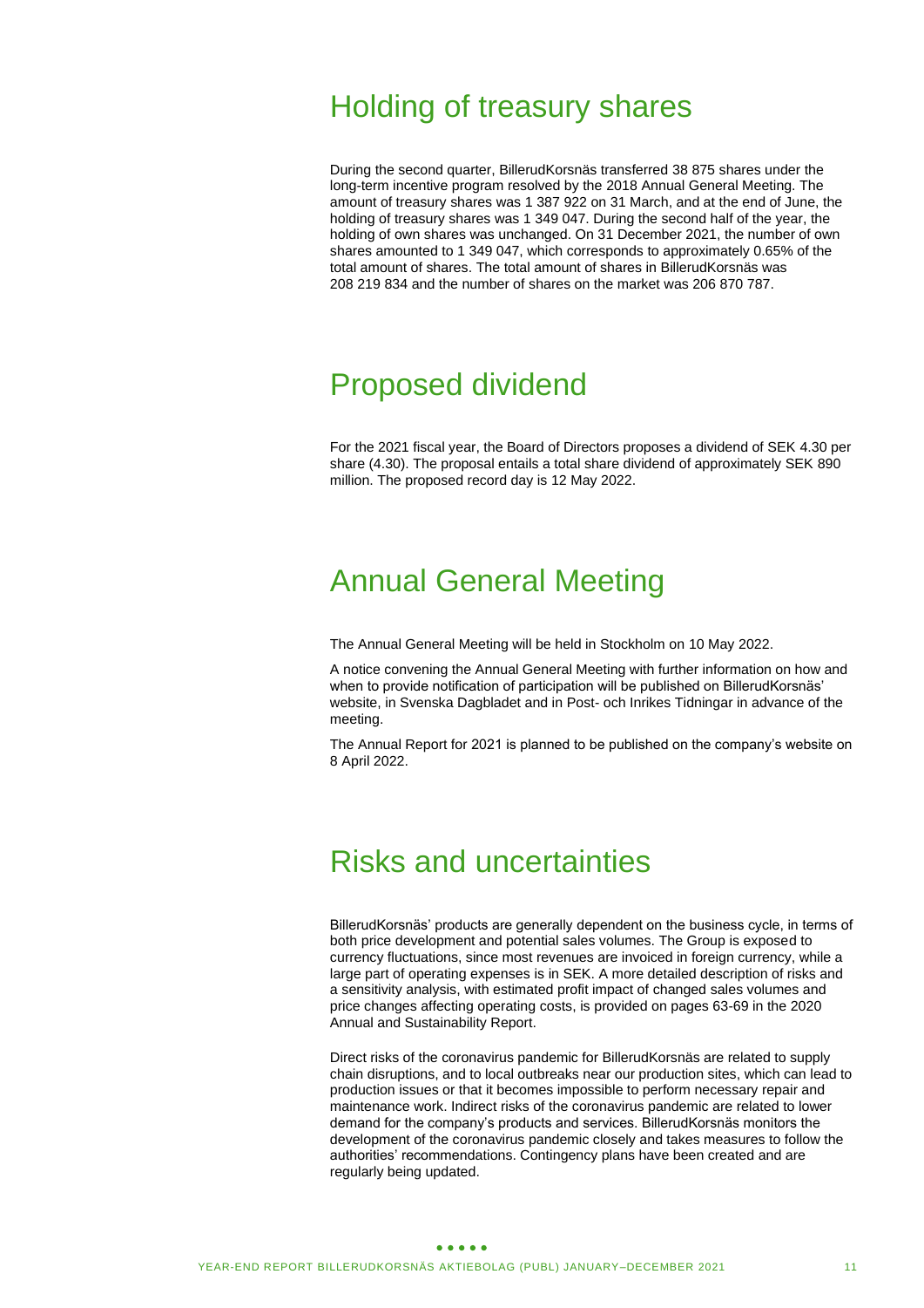## Holding of treasury shares

During the second quarter, BillerudKorsnäs transferred 38 875 shares under the long-term incentive program resolved by the 2018 Annual General Meeting. The amount of treasury shares was 1 387 922 on 31 March, and at the end of June, the holding of treasury shares was 1 349 047. During the second half of the year, the holding of own shares was unchanged. On 31 December 2021, the number of own shares amounted to 1 349 047, which corresponds to approximately 0.65% of the total amount of shares. The total amount of shares in BillerudKorsnäs was 208 219 834 and the number of shares on the market was 206 870 787.

## Proposed dividend

For the 2021 fiscal year, the Board of Directors proposes a dividend of SEK 4.30 per share (4.30). The proposal entails a total share dividend of approximately SEK 890 million. The proposed record day is 12 May 2022.

## Annual General Meeting

The Annual General Meeting will be held in Stockholm on 10 May 2022.

A notice convening the Annual General Meeting with further information on how and when to provide notification of participation will be published on BillerudKorsnäs' website, in Svenska Dagbladet and in Post- och Inrikes Tidningar in advance of the meeting.

The Annual Report for 2021 is planned to be published on the company's website on 8 April 2022.

## Risks and uncertainties

BillerudKorsnäs' products are generally dependent on the business cycle, in terms of both price development and potential sales volumes. The Group is exposed to currency fluctuations, since most revenues are invoiced in foreign currency, while a large part of operating expenses is in SEK. A more detailed description of risks and a sensitivity analysis, with estimated profit impact of changed sales volumes and price changes affecting operating costs, is provided on pages 63-69 in the 2020 Annual and Sustainability Report.

Direct risks of the coronavirus pandemic for BillerudKorsnäs are related to supply chain disruptions, and to local outbreaks near our production sites, which can lead to production issues or that it becomes impossible to perform necessary repair and maintenance work. Indirect risks of the coronavirus pandemic are related to lower demand for the company's products and services. BillerudKorsnäs monitors the development of the coronavirus pandemic closely and takes measures to follow the authorities' recommendations. Contingency plans have been created and are regularly being updated.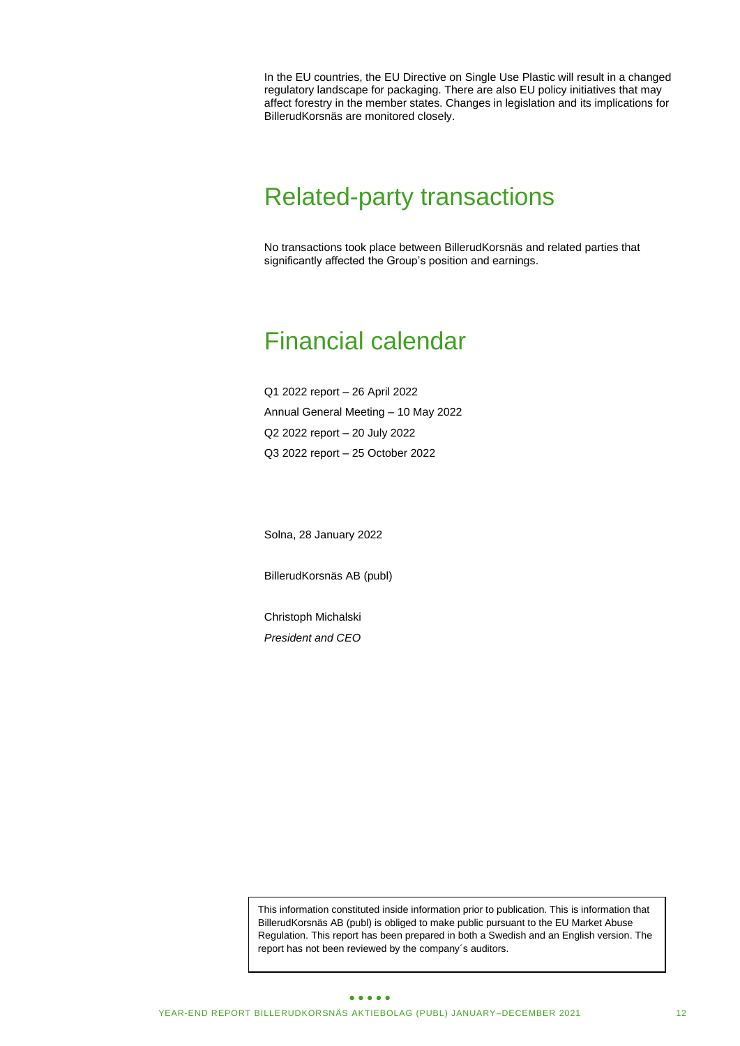In the EU countries, the EU Directive on Single Use Plastic will result in a changed regulatory landscape for packaging. There are also EU policy initiatives that may affect forestry in the member states. Changes in legislation and its implications for BillerudKorsnäs are monitored closely.

# Related-party transactions

No transactions took place between BillerudKorsnäs and related parties that significantly affected the Group's position and earnings.

# Financial calendar

Q1 2022 report – 26 April 2022

Annual General Meeting – 10 May 2022

Q2 2022 report – 20 July 2022

Q3 2022 report – 25 October 2022

Solna, 28 January 2022

BillerudKorsnäs AB (publ)

Christoph Michalski

*President and CEO*

This information constituted inside information prior to publication. This is information that BillerudKorsnäs AB (publ) is obliged to make public pursuant to the EU Market Abuse Regulation. This report has been prepared in both a Swedish and an English version. The report has not been reviewed by the company´s auditors.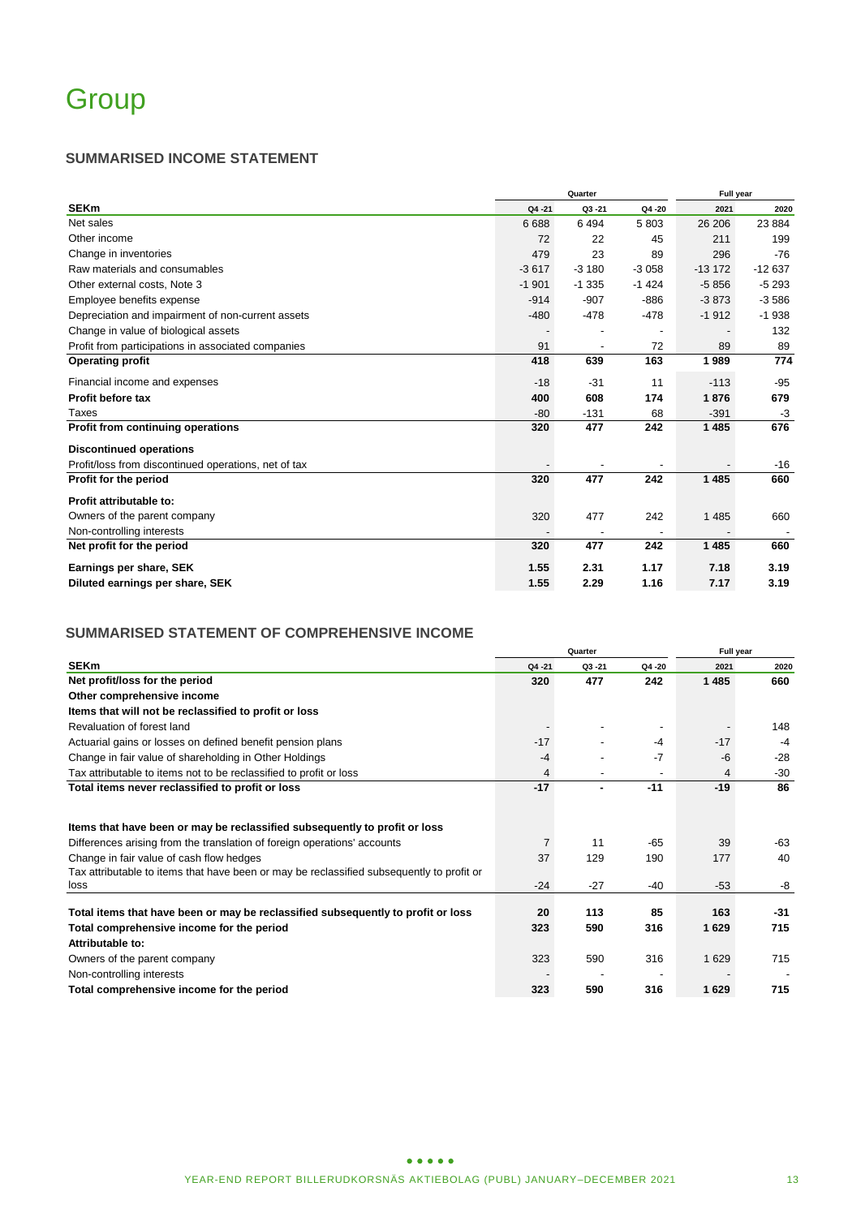# Group

## SUMMARISED INCOME STATEMENT

| SEKm | Quarter | | | Full year | |
|---|---|---|---|---|---|
| | Q4 -21 | Q3 -21 | Q4 -20 | 2021 | 2020 |
| Net sales | 6 688 | 6 494 | 5 803 | 26 206 | 23 884 |
| Other income | 72 | 22 | 45 | 211 | 199 |
| Change in inventories | 479 | 23 | 89 | 296 | -76 |
| Raw materials and consumables | -3 617 | -3 180 | -3 058 | -13 172 | -12 637 |
| Other external costs, Note 3 | -1 901 | -1 335 | -1 424 | -5 856 | -5 293 |
| Employee benefits expense | -914 | -907 | -886 | -3 873 | -3 586 |
| Depreciation and impairment of non-current assets | -480 | -478 | -478 | -1 912 | -1 938 |
| Change in value of biological assets | - | - | - | - | 132 |
| Profit from participations in associated companies | 91 | - | 72 | 89 | 89 |
| **Operating profit** | **418** | **639** | **163** | **1 989** | **774** |
| Financial income and expenses | -18 | -31 | 11 | -113 | -95 |
| **Profit before tax** | **400** | **608** | **174** | **1 876** | **679** |
| Taxes | -80 | -131 | 68 | -391 | -3 |
| **Profit from continuing operations** | **320** | **477** | **242** | **1 485** | **676** |
| **Discontinued operations** | | | | | |
| Profit/loss from discontinued operations, net of tax | - | - | - | - | -16 |
| **Profit for the period** | **320** | **477** | **242** | **1 485** | **660** |
| **Profit attributable to:** | | | | | |
| Owners of the parent company | 320 | 477 | 242 | 1 485 | 660 |
| Non-controlling interests | - | - | - | - | - |
| **Net profit for the period** | **320** | **477** | **242** | **1 485** | **660** |
| **Earnings per share, SEK** | **1.55** | **2.31** | **1.17** | **7.18** | **3.19** |
| **Diluted earnings per share, SEK** | **1.55** | **2.29** | **1.16** | **7.17** | **3.19** |

## SUMMARISED STATEMENT OF COMPREHENSIVE INCOME

| SEKm | Quarter | | | Full year | |
|---|---|---|---|---|---|
| | Q4 -21 | Q3 -21 | Q4 -20 | 2021 | 2020 |
| **Net profit/loss for the period** | **320** | **477** | **242** | **1 485** | **660** |
| **Other comprehensive income** | | | | | |
| **Items that will not be reclassified to profit or loss** | | | | | |
| Revaluation of forest land | - | - | - | - | 148 |
| Actuarial gains or losses on defined benefit pension plans | -17 | - | -4 | -17 | -4 |
| Change in fair value of shareholding in Other Holdings | -4 | - | -7 | -6 | -28 |
| Tax attributable to items not to be reclassified to profit or loss | 4 | - | - | 4 | -30 |
| **Total items never reclassified to profit or loss** | **-17** | **-** | **-11** | **-19** | **86** |
| **Items that have been or may be reclassified subsequently to profit or loss** | | | | | |
| Differences arising from the translation of foreign operations' accounts | 7 | 11 | -65 | 39 | -63 |
| Change in fair value of cash flow hedges | 37 | 129 | 190 | 177 | 40 |
| Tax attributable to items that have been or may be reclassified subsequently to profit or loss | -24 | -27 | -40 | -53 | -8 |
| **Total items that have been or may be reclassified subsequently to profit or loss** | **20** | **113** | **85** | **163** | **-31** |
| **Total comprehensive income for the period** | **323** | **590** | **316** | **1 629** | **715** |
| **Attributable to:** | | | | | |
| Owners of the parent company | 323 | 590 | 316 | 1 629 | 715 |
| Non-controlling interests | - | - | - | - | - |
| **Total comprehensive income for the period** | **323** | **590** | **316** | **1 629** | **715** |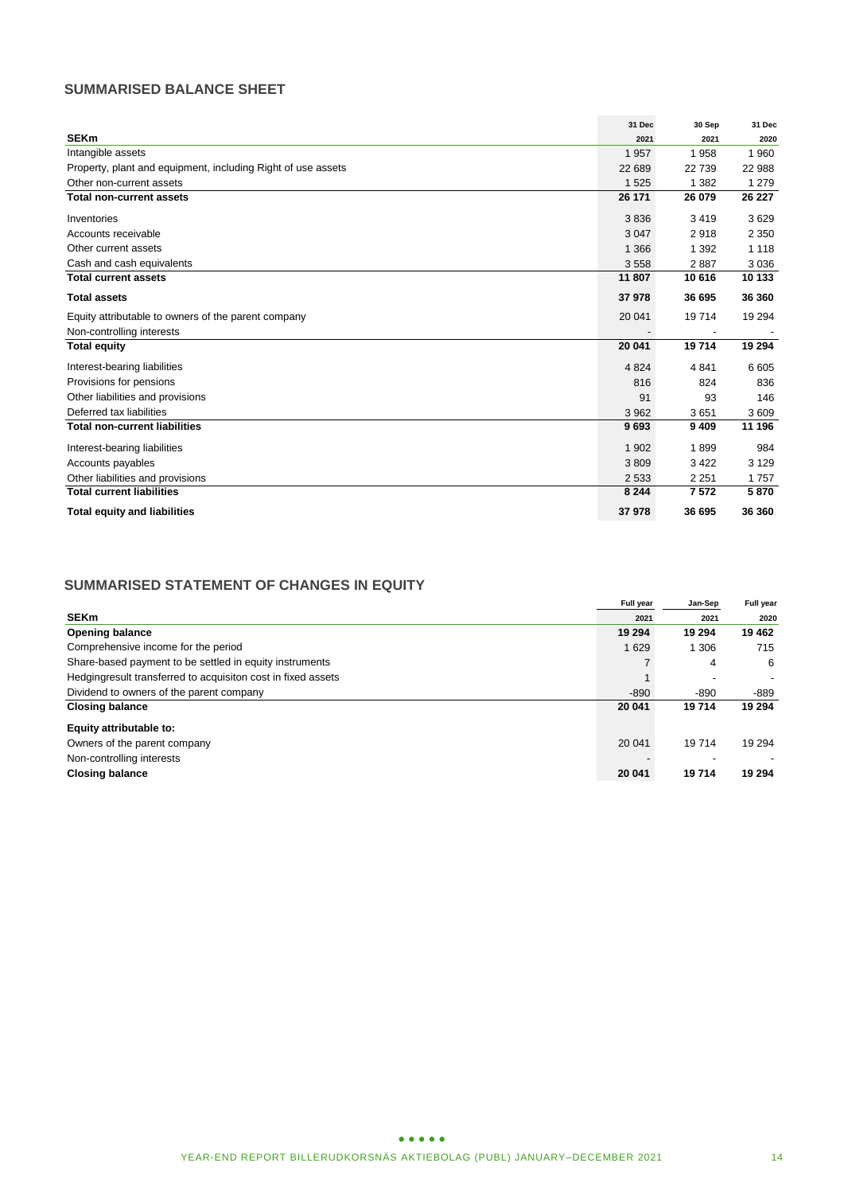## SUMMARISED BALANCE SHEET

| SEKm | 31 Dec 2021 | 30 Sep 2021 | 31 Dec 2020 |
|---|---|---|---|
| Intangible assets | 1 957 | 1 958 | 1 960 |
| Property, plant and equipment, including Right of use assets | 22 689 | 22 739 | 22 988 |
| Other non-current assets | 1 525 | 1 382 | 1 279 |
| **Total non-current assets** | **26 171** | **26 079** | **26 227** |
| Inventories | 3 836 | 3 419 | 3 629 |
| Accounts receivable | 3 047 | 2 918 | 2 350 |
| Other current assets | 1 366 | 1 392 | 1 118 |
| Cash and cash equivalents | 3 558 | 2 887 | 3 036 |
| **Total current assets** | **11 807** | **10 616** | **10 133** |
| **Total assets** | **37 978** | **36 695** | **36 360** |
| Equity attributable to owners of the parent company | 20 041 | 19 714 | 19 294 |
| Non-controlling interests | - | - | - |
| **Total equity** | **20 041** | **19 714** | **19 294** |
| Interest-bearing liabilities | 4 824 | 4 841 | 6 605 |
| Provisions for pensions | 816 | 824 | 836 |
| Other liabilities and provisions | 91 | 93 | 146 |
| Deferred tax liabilities | 3 962 | 3 651 | 3 609 |
| **Total non-current liabilities** | **9 693** | **9 409** | **11 196** |
| Interest-bearing liabilities | 1 902 | 1 899 | 984 |
| Accounts payables | 3 809 | 3 422 | 3 129 |
| Other liabilities and provisions | 2 533 | 2 251 | 1 757 |
| **Total current liabilities** | **8 244** | **7 572** | **5 870** |
| **Total equity and liabilities** | **37 978** | **36 695** | **36 360** |

## SUMMARISED STATEMENT OF CHANGES IN EQUITY

| SEKm | Full year 2021 | Jan-Sep 2021 | Full year 2020 |
|---|---|---|---|
| **Opening balance** | **19 294** | **19 294** | **19 462** |
| Comprehensive income for the period | 1 629 | 1 306 | 715 |
| Share-based payment to be settled in equity instruments | 7 | 4 | 6 |
| Hedgingresult transferred to acquisiton cost in fixed assets | 1 | - | - |
| Dividend to owners of the parent company | -890 | -890 | -889 |
| **Closing balance** | **20 041** | **19 714** | **19 294** |
| **Equity attributable to:** | | | |
| Owners of the parent company | 20 041 | 19 714 | 19 294 |
| Non-controlling interests | - | - | - |
| **Closing balance** | **20 041** | **19 714** | **19 294** |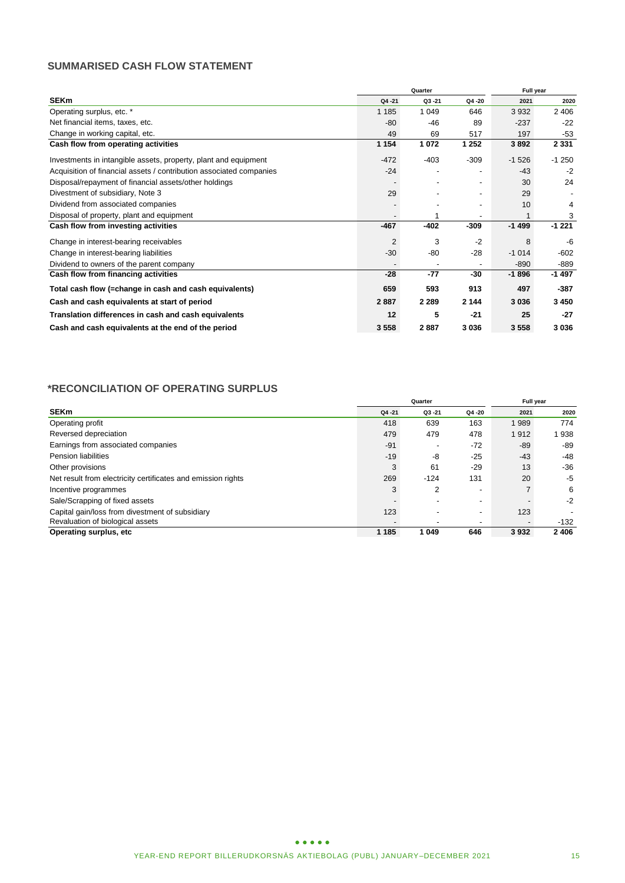## SUMMARISED CASH FLOW STATEMENT

| | Quarter | | | Full year | |
|---|---|---|---|---|---|
| **SEKm** | Q4 -21 | Q3 -21 | Q4 -20 | 2021 | 2020 |
| Operating surplus, etc. * | 1 185 | 1 049 | 646 | 3 932 | 2 406 |
| Net financial items, taxes, etc. | -80 | -46 | 89 | -237 | -22 |
| Change in working capital, etc. | 49 | 69 | 517 | 197 | -53 |
| **Cash flow from operating activities** | **1 154** | **1 072** | **1 252** | **3 892** | **2 331** |
| Investments in intangible assets, property, plant and equipment | -472 | -403 | -309 | -1 526 | -1 250 |
| Acquisition of financial assets / contribution associated companies | -24 | - | - | -43 | -2 |
| Disposal/repayment of financial assets/other holdings | - | - | - | 30 | 24 |
| Divestment of subsidiary, Note 3 | 29 | - | - | 29 | - |
| Dividend from associated companies | - | - | - | 10 | 4 |
| Disposal of property, plant and equipment | - | 1 | - | 1 | 3 |
| **Cash flow from investing activities** | **-467** | **-402** | **-309** | **-1 499** | **-1 221** |
| Change in interest-bearing receivables | 2 | 3 | -2 | 8 | -6 |
| Change in interest-bearing liabilities | -30 | -80 | -28 | -1 014 | -602 |
| Dividend to owners of the parent company | - | - | - | -890 | -889 |
| **Cash flow from financing activities** | **-28** | **-77** | **-30** | **-1 896** | **-1 497** |
| **Total cash flow (=change in cash and cash equivalents)** | **659** | **593** | **913** | **497** | **-387** |
| **Cash and cash equivalents at start of period** | **2 887** | **2 289** | **2 144** | **3 036** | **3 450** |
| **Translation differences in cash and cash equivalents** | **12** | **5** | **-21** | **25** | **-27** |
| **Cash and cash equivalents at the end of the period** | **3 558** | **2 887** | **3 036** | **3 558** | **3 036** |

## *RECONCILIATION OF OPERATING SURPLUS

| | Quarter | | | Full year | |
|---|---|---|---|---|---|
| **SEKm** | Q4 -21 | Q3 -21 | Q4 -20 | 2021 | 2020 |
| Operating profit | 418 | 639 | 163 | 1 989 | 774 |
| Reversed depreciation | 479 | 479 | 478 | 1 912 | 1 938 |
| Earnings from associated companies | -91 | - | -72 | -89 | -89 |
| Pension liabilities | -19 | -8 | -25 | -43 | -48 |
| Other provisions | 3 | 61 | -29 | 13 | -36 |
| Net result from electricity certificates and emission rights | 269 | -124 | 131 | 20 | -5 |
| Incentive programmes | 3 | 2 | - | 7 | 6 |
| Sale/Scrapping of fixed assets | - | - | - | - | -2 |
| Capital gain/loss from divestment of subsidiary | 123 | - | - | 123 | - |
| Revaluation of biological assets | - | - | - | - | -132 |
| **Operating surplus, etc** | **1 185** | **1 049** | **646** | **3 932** | **2 406** |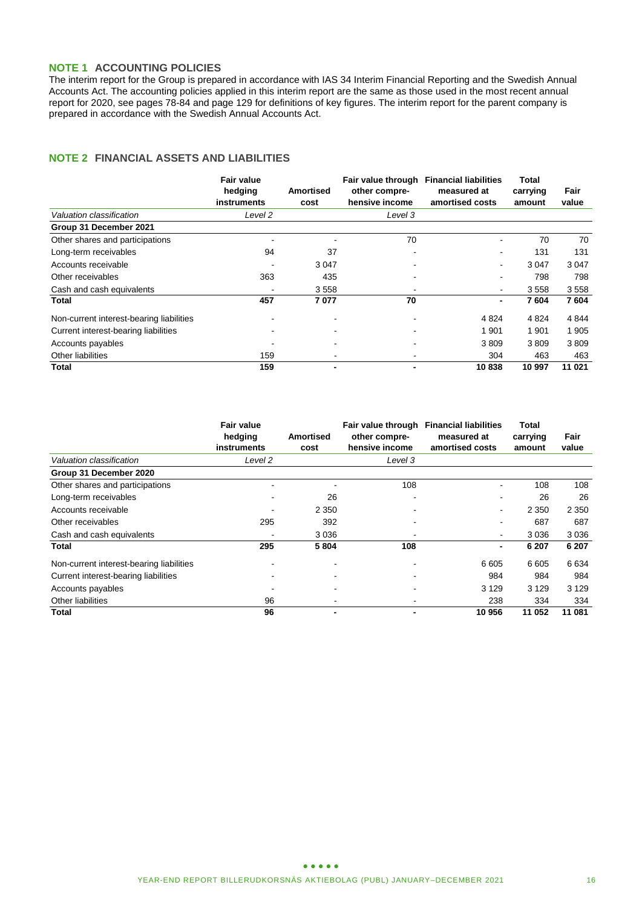## NOTE 1 ACCOUNTING POLICIES

The interim report for the Group is prepared in accordance with IAS 34 Interim Financial Reporting and the Swedish Annual Accounts Act. The accounting policies applied in this interim report are the same as those used in the most recent annual report for 2020, see pages 78-84 and page 129 for definitions of key figures. The interim report for the parent company is prepared in accordance with the Swedish Annual Accounts Act.

## NOTE 2 FINANCIAL ASSETS AND LIABILITIES

| | Fair value hedging instruments | Amortised cost | Fair value through other compre-hensive income | Financial liabilities measured at amortised costs | Total carrying amount | Fair value |
|---|---|---|---|---|---|---|
| *Valuation classification* | *Level 2* | | *Level 3* | | | |
| **Group 31 December 2021** | | | | | | |
| Other shares and participations | - | - | 70 | - | 70 | 70 |
| Long-term receivables | 94 | 37 | - | - | 131 | 131 |
| Accounts receivable | - | 3 047 | - | - | 3 047 | 3 047 |
| Other receivables | 363 | 435 | - | - | 798 | 798 |
| Cash and cash equivalents | - | 3 558 | - | - | 3 558 | 3 558 |
| **Total** | **457** | **7 077** | **70** | **-** | **7 604** | **7 604** |
| Non-current interest-bearing liabilities | - | - | - | 4 824 | 4 824 | 4 844 |
| Current interest-bearing liabilities | - | - | - | 1 901 | 1 901 | 1 905 |
| Accounts payables | - | - | - | 3 809 | 3 809 | 3 809 |
| Other liabilities | 159 | - | - | 304 | 463 | 463 |
| **Total** | **159** | **-** | **-** | **10 838** | **10 997** | **11 021** |

| | Fair value hedging instruments | Amortised cost | Fair value through other compre-hensive income | Financial liabilities measured at amortised costs | Total carrying amount | Fair value |
|---|---|---|---|---|---|---|
| *Valuation classification* | *Level 2* | | *Level 3* | | | |
| **Group 31 December 2020** | | | | | | |
| Other shares and participations | - | - | 108 | - | 108 | 108 |
| Long-term receivables | - | 26 | - | - | 26 | 26 |
| Accounts receivable | - | 2 350 | - | - | 2 350 | 2 350 |
| Other receivables | 295 | 392 | - | - | 687 | 687 |
| Cash and cash equivalents | - | 3 036 | - | - | 3 036 | 3 036 |
| **Total** | **295** | **5 804** | **108** | **-** | **6 207** | **6 207** |
| Non-current interest-bearing liabilities | - | - | - | 6 605 | 6 605 | 6 634 |
| Current interest-bearing liabilities | - | - | - | 984 | 984 | 984 |
| Accounts payables | - | - | - | 3 129 | 3 129 | 3 129 |
| Other liabilities | 96 | - | - | 238 | 334 | 334 |
| **Total** | **96** | **-** | **-** | **10 956** | **11 052** | **11 081** |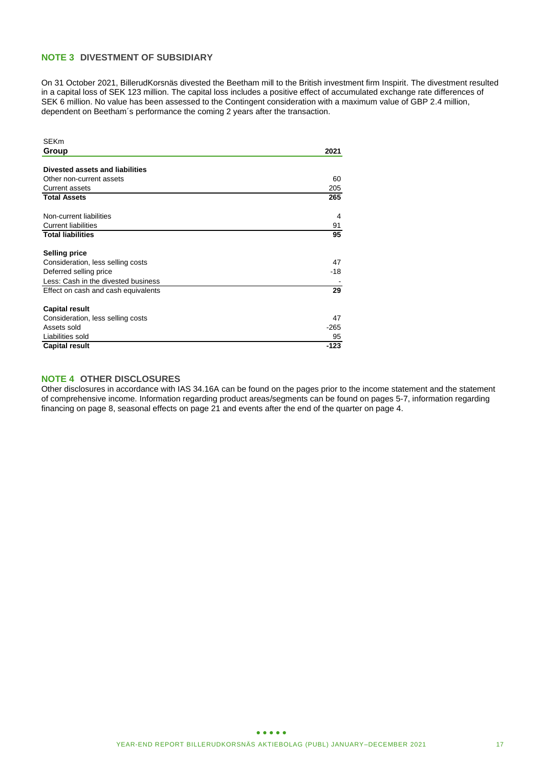## NOTE 3 DIVESTMENT OF SUBSIDIARY

On 31 October 2021, BillerudKorsnäs divested the Beetham mill to the British investment firm Inspirit. The divestment resulted in a capital loss of SEK 123 million. The capital loss includes a positive effect of accumulated exchange rate differences of SEK 6 million. No value has been assessed to the Contingent consideration with a maximum value of GBP 2.4 million, dependent on Beetham´s performance the coming 2 years after the transaction.

SEKm

| Group | 2021 |
|---|---|
| **Divested assets and liabilities** | |
| Other non-current assets | 60 |
| Current assets | 205 |
| **Total Assets** | **265** |
| | |
| Non-current liabilities | 4 |
| Current liabilities | 91 |
| **Total liabilities** | **95** |
| | |
| **Selling price** | |
| Consideration, less selling costs | 47 |
| Deferred selling price | -18 |
| Less: Cash in the divested business | - |
| Effect on cash and cash equivalents | **29** |
| | |
| **Capital result** | |
| Consideration, less selling costs | 47 |
| Assets sold | -265 |
| Liabilities sold | 95 |
| **Capital result** | **-123** |

## NOTE 4 OTHER DISCLOSURES

Other disclosures in accordance with IAS 34.16A can be found on the pages prior to the income statement and the statement of comprehensive income. Information regarding product areas/segments can be found on pages 5-7, information regarding financing on page 8, seasonal effects on page 21 and events after the end of the quarter on page 4.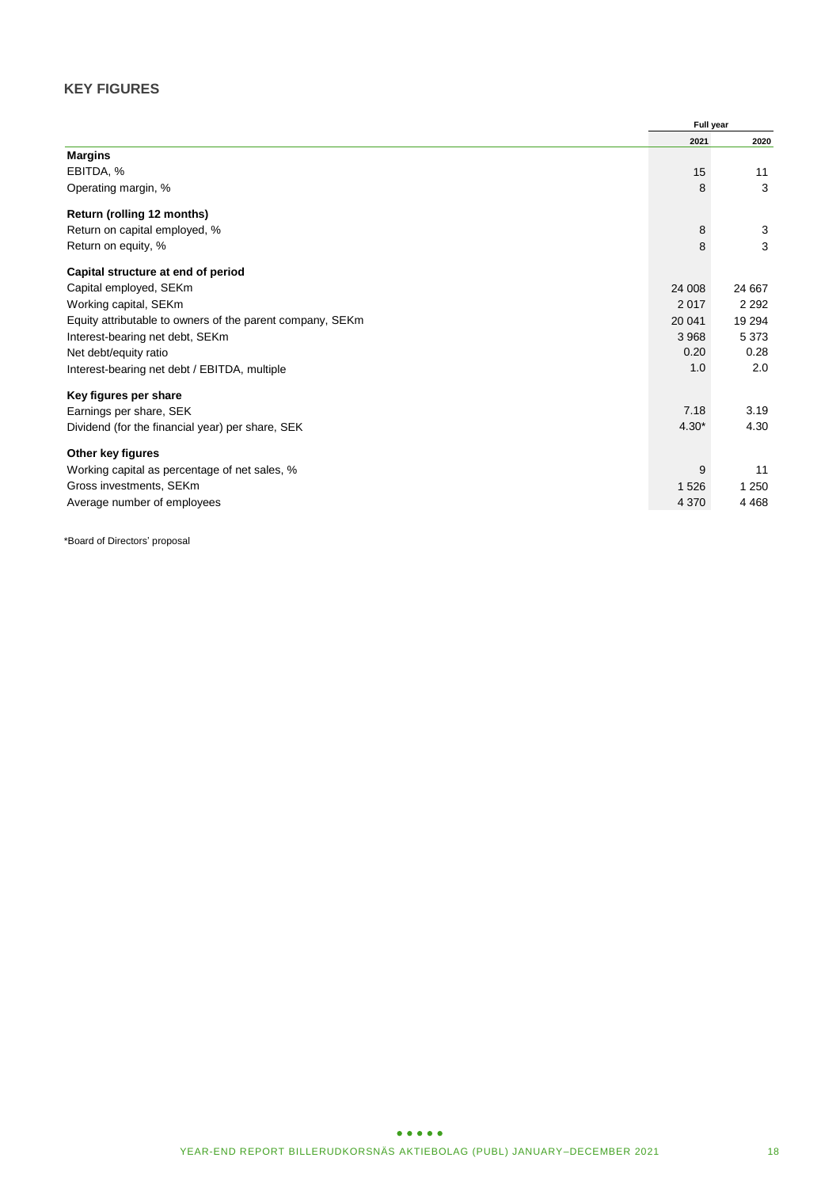## KEY FIGURES

| | Full year | |
|---|---|---|
| | 2021 | 2020 |
| **Margins** | | |
| EBITDA, % | 15 | 11 |
| Operating margin, % | 8 | 3 |
| **Return (rolling 12 months)** | | |
| Return on capital employed, % | 8 | 3 |
| Return on equity, % | 8 | 3 |
| **Capital structure at end of period** | | |
| Capital employed, SEKm | 24 008 | 24 667 |
| Working capital, SEKm | 2 017 | 2 292 |
| Equity attributable to owners of the parent company, SEKm | 20 041 | 19 294 |
| Interest-bearing net debt, SEKm | 3 968 | 5 373 |
| Net debt/equity ratio | 0.20 | 0.28 |
| Interest-bearing net debt / EBITDA, multiple | 1.0 | 2.0 |
| **Key figures per share** | | |
| Earnings per share, SEK | 7.18 | 3.19 |
| Dividend (for the financial year) per share, SEK | 4.30* | 4.30 |
| **Other key figures** | | |
| Working capital as percentage of net sales, % | 9 | 11 |
| Gross investments, SEKm | 1 526 | 1 250 |
| Average number of employees | 4 370 | 4 468 |

*Board of Directors' proposal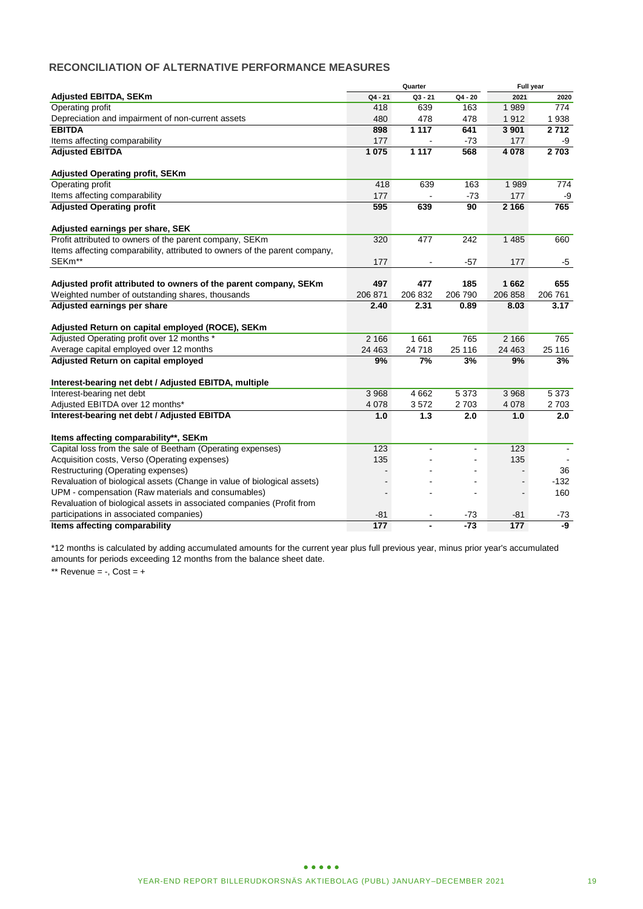## RECONCILIATION OF ALTERNATIVE PERFORMANCE MEASURES

| | Quarter | | | Full year | |
|---|---|---|---|---|---|
| **Adjusted EBITDA, SEKm** | Q4 - 21 | Q3 - 21 | Q4 - 20 | 2021 | 2020 |
| Operating profit | 418 | 639 | 163 | 1 989 | 774 |
| Depreciation and impairment of non-current assets | 480 | 478 | 478 | 1 912 | 1 938 |
| **EBITDA** | **898** | **1 117** | **641** | **3 901** | **2 712** |
| Items affecting comparability | 177 | - | -73 | 177 | -9 |
| **Adjusted EBITDA** | **1 075** | **1 117** | **568** | **4 078** | **2 703** |
| | | | | | |
| **Adjusted Operating profit, SEKm** | | | | | |
| Operating profit | 418 | 639 | 163 | 1 989 | 774 |
| Items affecting comparability | 177 | - | -73 | 177 | -9 |
| **Adjusted Operating profit** | **595** | **639** | **90** | **2 166** | **765** |
| | | | | | |
| **Adjusted earnings per share, SEK** | | | | | |
| Profit attributed to owners of the parent company, SEKm | 320 | 477 | 242 | 1 485 | 660 |
| Items affecting comparability, attributed to owners of the parent company, SEKm** | 177 | - | -57 | 177 | -5 |
| | | | | | |
| **Adjusted profit attributed to owners of the parent company, SEKm** | **497** | **477** | **185** | **1 662** | **655** |
| Weighted number of outstanding shares, thousands | 206 871 | 206 832 | 206 790 | 206 858 | 206 761 |
| **Adjusted earnings per share** | **2.40** | **2.31** | **0.89** | **8.03** | **3.17** |
| | | | | | |
| **Adjusted Return on capital employed (ROCE), SEKm** | | | | | |
| Adjusted Operating profit over 12 months * | 2 166 | 1 661 | 765 | 2 166 | 765 |
| Average capital employed over 12 months | 24 463 | 24 718 | 25 116 | 24 463 | 25 116 |
| **Adjusted Return on capital employed** | **9%** | **7%** | **3%** | **9%** | **3%** |
| | | | | | |
| **Interest-bearing net debt / Adjusted EBITDA, multiple** | | | | | |
| Interest-bearing net debt | 3 968 | 4 662 | 5 373 | 3 968 | 5 373 |
| Adjusted EBITDA over 12 months* | 4 078 | 3 572 | 2 703 | 4 078 | 2 703 |
| **Interest-bearing net debt / Adjusted EBITDA** | **1.0** | **1.3** | **2.0** | **1.0** | **2.0** |
| | | | | | |
| **Items affecting comparability**, SEKm** | | | | | |
| Capital loss from the sale of Beetham (Operating expenses) | 123 | - | - | 123 | - |
| Acquisition costs, Verso (Operating expenses) | 135 | - | - | 135 | - |
| Restructuring (Operating expenses) | - | - | - | - | 36 |
| Revaluation of biological assets (Change in value of biological assets) | - | - | - | - | -132 |
| UPM - compensation (Raw materials and consumables) | - | - | - | - | 160 |
| Revaluation of biological assets in associated companies (Profit from participations in associated companies) | -81 | - | -73 | -81 | -73 |
| **Items affecting comparability** | **177** | **-** | **-73** | **177** | **-9** |

*12 months is calculated by adding accumulated amounts for the current year plus full previous year, minus prior year's accumulated amounts for periods exceeding 12 months from the balance sheet date.

** Revenue = -, Cost = +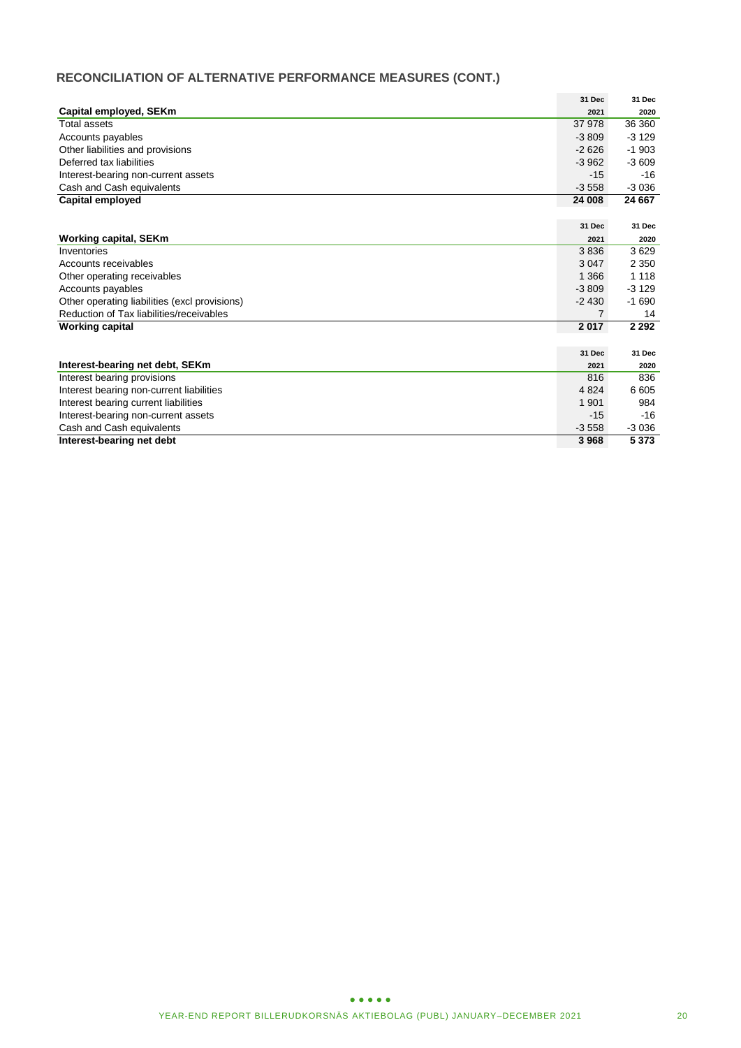## RECONCILIATION OF ALTERNATIVE PERFORMANCE MEASURES (CONT.)

| Capital employed, SEKm | 31 Dec 2021 | 31 Dec 2020 |
|---|---|---|
| Total assets | 37 978 | 36 360 |
| Accounts payables | -3 809 | -3 129 |
| Other liabilities and provisions | -2 626 | -1 903 |
| Deferred tax liabilities | -3 962 | -3 609 |
| Interest-bearing non-current assets | -15 | -16 |
| Cash and Cash equivalents | -3 558 | -3 036 |
| **Capital employed** | **24 008** | **24 667** |

| Working capital, SEKm | 31 Dec 2021 | 31 Dec 2020 |
|---|---|---|
| Inventories | 3 836 | 3 629 |
| Accounts receivables | 3 047 | 2 350 |
| Other operating receivables | 1 366 | 1 118 |
| Accounts payables | -3 809 | -3 129 |
| Other operating liabilities (excl provisions) | -2 430 | -1 690 |
| Reduction of Tax liabilities/receivables | 7 | 14 |
| **Working capital** | **2 017** | **2 292** |

| Interest-bearing net debt, SEKm | 31 Dec 2021 | 31 Dec 2020 |
|---|---|---|
| Interest bearing provisions | 816 | 836 |
| Interest bearing non-current liabilities | 4 824 | 6 605 |
| Interest bearing current liabilities | 1 901 | 984 |
| Interest-bearing non-current assets | -15 | -16 |
| Cash and Cash equivalents | -3 558 | -3 036 |
| **Interest-bearing net debt** | **3 968** | **5 373** |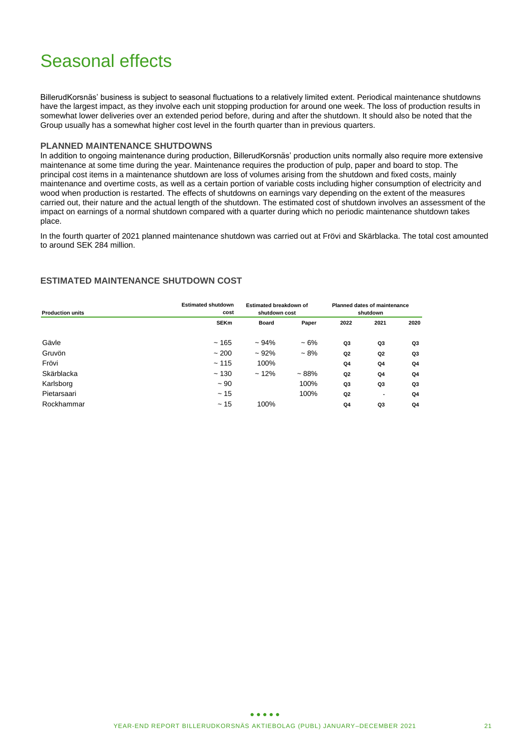# Seasonal effects

BillerudKorsnäs' business is subject to seasonal fluctuations to a relatively limited extent. Periodical maintenance shutdowns have the largest impact, as they involve each unit stopping production for around one week. The loss of production results in somewhat lower deliveries over an extended period before, during and after the shutdown. It should also be noted that the Group usually has a somewhat higher cost level in the fourth quarter than in previous quarters.

### PLANNED MAINTENANCE SHUTDOWNS

In addition to ongoing maintenance during production, BillerudKorsnäs' production units normally also require more extensive maintenance at some time during the year. Maintenance requires the production of pulp, paper and board to stop. The principal cost items in a maintenance shutdown are loss of volumes arising from the shutdown and fixed costs, mainly maintenance and overtime costs, as well as a certain portion of variable costs including higher consumption of electricity and wood when production is restarted. The effects of shutdowns on earnings vary depending on the extent of the measures carried out, their nature and the actual length of the shutdown. The estimated cost of shutdown involves an assessment of the impact on earnings of a normal shutdown compared with a quarter during which no periodic maintenance shutdown takes place.

In the fourth quarter of 2021 planned maintenance shutdown was carried out at Frövi and Skärblacka. The total cost amounted to around SEK 284 million.

### ESTIMATED MAINTENANCE SHUTDOWN COST

| Production units | Estimated shutdown cost | Estimated breakdown of shutdown cost | | Planned dates of maintenance shutdown | | |
|---|---|---|---|---|---|---|
| | SEKm | Board | Paper | 2022 | 2021 | 2020 |
| Gävle | ~ 165 | ~ 94% | ~ 6% | Q3 | Q3 | Q3 |
| Gruvön | ~ 200 | ~ 92% | ~ 8% | Q2 | Q2 | Q3 |
| Frövi | ~ 115 | 100% | | Q4 | Q4 | Q4 |
| Skärblacka | ~ 130 | ~ 12% | ~ 88% | Q2 | Q4 | Q4 |
| Karlsborg | ~ 90 | | 100% | Q3 | Q3 | Q3 |
| Pietarsaari | ~ 15 | | 100% | Q2 | - | Q4 |
| Rockhammar | ~ 15 | 100% | | Q4 | Q3 | Q4 |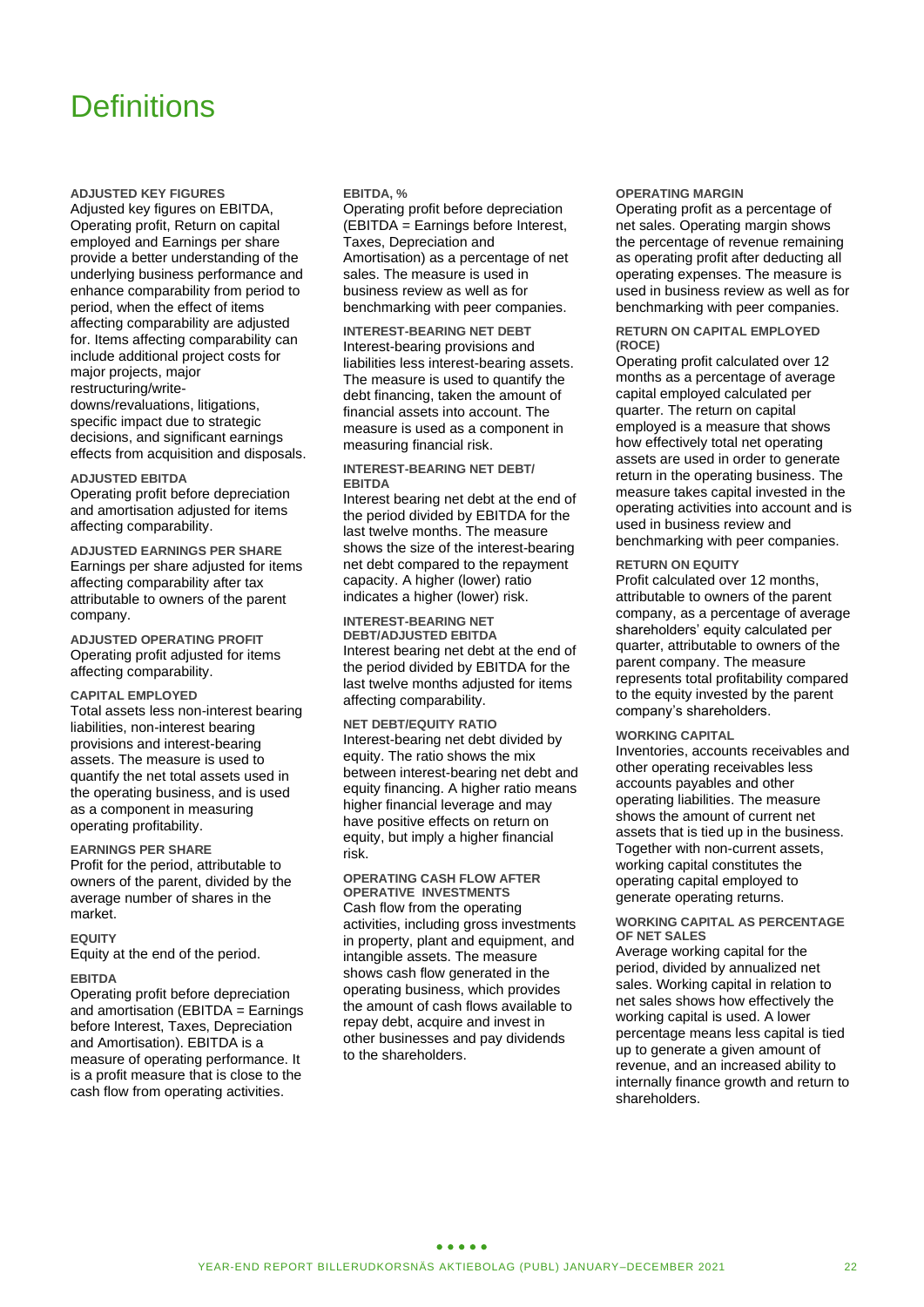# Definitions

### ADJUSTED KEY FIGURES

Adjusted key figures on EBITDA, Operating profit, Return on capital employed and Earnings per share provide a better understanding of the underlying business performance and enhance comparability from period to period, when the effect of items affecting comparability are adjusted for. Items affecting comparability can include additional project costs for major projects, major restructuring/write-downs/revaluations, litigations, specific impact due to strategic decisions, and significant earnings effects from acquisition and disposals.

### ADJUSTED EBITDA

Operating profit before depreciation and amortisation adjusted for items affecting comparability.

### ADJUSTED EARNINGS PER SHARE

Earnings per share adjusted for items affecting comparability after tax attributable to owners of the parent company.

### ADJUSTED OPERATING PROFIT

Operating profit adjusted for items affecting comparability.

### CAPITAL EMPLOYED

Total assets less non-interest bearing liabilities, non-interest bearing provisions and interest-bearing assets. The measure is used to quantify the net total assets used in the operating business, and is used as a component in measuring operating profitability.

### EARNINGS PER SHARE

Profit for the period, attributable to owners of the parent, divided by the average number of shares in the market.

### EQUITY

Equity at the end of the period.

### EBITDA

Operating profit before depreciation and amortisation (EBITDA = Earnings before Interest, Taxes, Depreciation and Amortisation). EBITDA is a measure of operating performance. It is a profit measure that is close to the cash flow from operating activities.

### EBITDA, %

Operating profit before depreciation (EBITDA = Earnings before Interest, Taxes, Depreciation and Amortisation) as a percentage of net sales. The measure is used in business review as well as for benchmarking with peer companies.

### INTEREST-BEARING NET DEBT

Interest-bearing provisions and liabilities less interest-bearing assets. The measure is used to quantify the debt financing, taken the amount of financial assets into account. The measure is used as a component in measuring financial risk.

### INTEREST-BEARING NET DEBT/ EBITDA

Interest bearing net debt at the end of the period divided by EBITDA for the last twelve months. The measure shows the size of the interest-bearing net debt compared to the repayment capacity. A higher (lower) ratio indicates a higher (lower) risk.

### INTEREST-BEARING NET DEBT/ADJUSTED EBITDA

Interest bearing net debt at the end of the period divided by EBITDA for the last twelve months adjusted for items affecting comparability.

### NET DEBT/EQUITY RATIO

Interest-bearing net debt divided by equity. The ratio shows the mix between interest-bearing net debt and equity financing. A higher ratio means higher financial leverage and may have positive effects on return on equity, but imply a higher financial risk.

### OPERATING CASH FLOW AFTER OPERATIVE INVESTMENTS

Cash flow from the operating activities, including gross investments in property, plant and equipment, and intangible assets. The measure shows cash flow generated in the operating business, which provides the amount of cash flows available to repay debt, acquire and invest in other businesses and pay dividends to the shareholders.

### OPERATING MARGIN

Operating profit as a percentage of net sales. Operating margin shows the percentage of revenue remaining as operating profit after deducting all operating expenses. The measure is used in business review as well as for benchmarking with peer companies.

### RETURN ON CAPITAL EMPLOYED (ROCE)

Operating profit calculated over 12 months as a percentage of average capital employed calculated per quarter. The return on capital employed is a measure that shows how effectively total net operating assets are used in order to generate return in the operating business. The measure takes capital invested in the operating activities into account and is used in business review and benchmarking with peer companies.

### RETURN ON EQUITY

Profit calculated over 12 months, attributable to owners of the parent company, as a percentage of average shareholders' equity calculated per quarter, attributable to owners of the parent company. The measure represents total profitability compared to the equity invested by the parent company's shareholders.

### WORKING CAPITAL

Inventories, accounts receivables and other operating receivables less accounts payables and other operating liabilities. The measure shows the amount of current net assets that is tied up in the business. Together with non-current assets, working capital constitutes the operating capital employed to generate operating returns.

### WORKING CAPITAL AS PERCENTAGE OF NET SALES

Average working capital for the period, divided by annualized net sales. Working capital in relation to net sales shows how effectively the working capital is used. A lower percentage means less capital is tied up to generate a given amount of revenue, and an increased ability to internally finance growth and return to shareholders.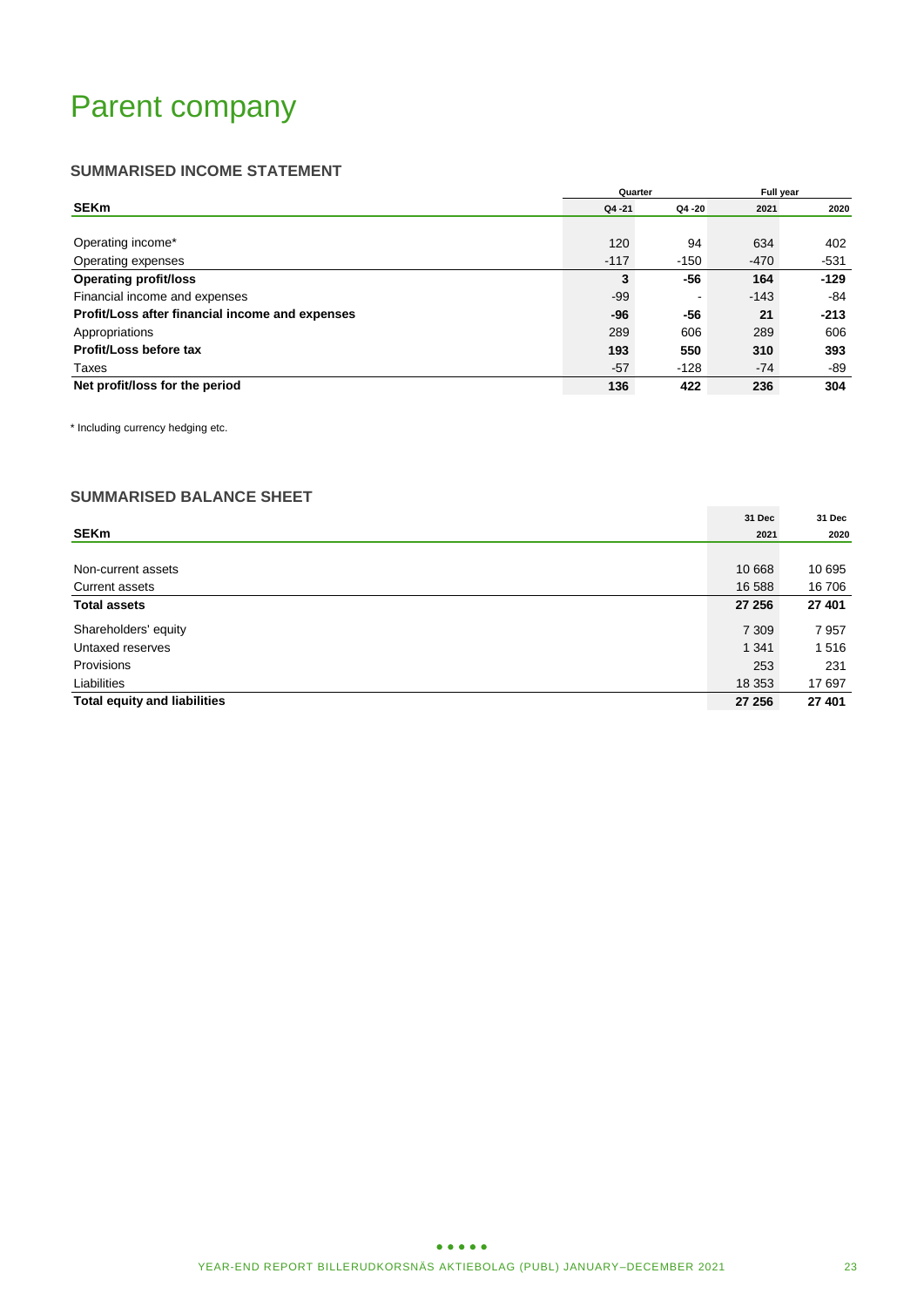# Parent company

### SUMMARISED INCOME STATEMENT

| SEKm | Quarter | | Full year | |
|---|---|---|---|---|
| | Q4 -21 | Q4 -20 | 2021 | 2020 |
| Operating income* | 120 | 94 | 634 | 402 |
| Operating expenses | -117 | -150 | -470 | -531 |
| **Operating profit/loss** | **3** | **-56** | **164** | **-129** |
| Financial income and expenses | -99 | - | -143 | -84 |
| **Profit/Loss after financial income and expenses** | **-96** | **-56** | **21** | **-213** |
| Appropriations | 289 | 606 | 289 | 606 |
| **Profit/Loss before tax** | **193** | **550** | **310** | **393** |
| Taxes | -57 | -128 | -74 | -89 |
| **Net profit/loss for the period** | **136** | **422** | **236** | **304** |

* Including currency hedging etc.

### SUMMARISED BALANCE SHEET

| SEKm | 31 Dec 2021 | 31 Dec 2020 |
|---|---|---|
| Non-current assets | 10 668 | 10 695 |
| Current assets | 16 588 | 16 706 |
| **Total assets** | **27 256** | **27 401** |
| Shareholders' equity | 7 309 | 7 957 |
| Untaxed reserves | 1 341 | 1 516 |
| Provisions | 253 | 231 |
| Liabilities | 18 353 | 17 697 |
| **Total equity and liabilities** | **27 256** | **27 401** |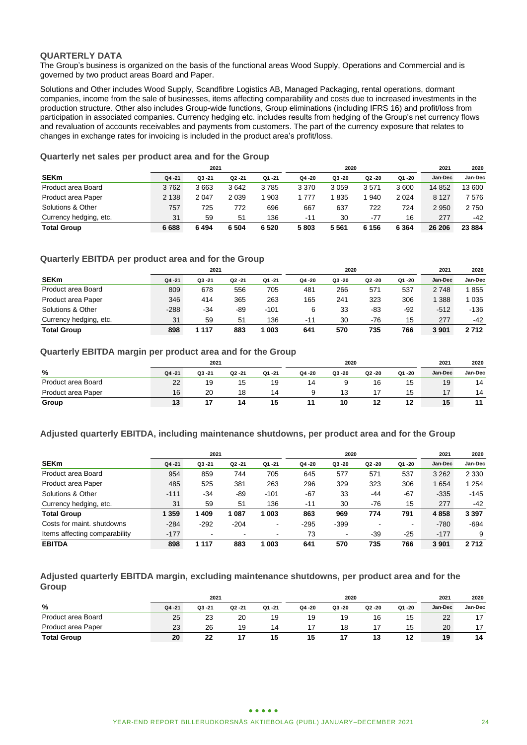## QUARTERLY DATA

The Group's business is organized on the basis of the functional areas Wood Supply, Operations and Commercial and is governed by two product areas Board and Paper.

Solutions and Other includes Wood Supply, Scandfibre Logistics AB, Managed Packaging, rental operations, dormant companies, income from the sale of businesses, items affecting comparability and costs due to increased investments in the production structure. Other also includes Group-wide functions, Group eliminations (including IFRS 16) and profit/loss from participation in associated companies. Currency hedging etc. includes results from hedging of the Group's net currency flows and revaluation of accounts receivables and payments from customers. The part of the currency exposure that relates to changes in exchange rates for invoicing is included in the product area's profit/loss.

### Quarterly net sales per product area and for the Group

| | 2021 | | | | 2020 | | | | 2021 | 2020 |
|---|---|---|---|---|---|---|---|---|---|---|
| **SEKm** | Q4 -21 | Q3 -21 | Q2 -21 | Q1 -21 | Q4 -20 | Q3 -20 | Q2 -20 | Q1 -20 | Jan-Dec | Jan-Dec |
| Product area Board | 3 762 | 3 663 | 3 642 | 3 785 | 3 370 | 3 059 | 3 571 | 3 600 | 14 852 | 13 600 |
| Product area Paper | 2 138 | 2 047 | 2 039 | 1 903 | 1 777 | 1 835 | 1 940 | 2 024 | 8 127 | 7 576 |
| Solutions & Other | 757 | 725 | 772 | 696 | 667 | 637 | 722 | 724 | 2 950 | 2 750 |
| Currency hedging, etc. | 31 | 59 | 51 | 136 | -11 | 30 | -77 | 16 | 277 | -42 |
| **Total Group** | **6 688** | **6 494** | **6 504** | **6 520** | **5 803** | **5 561** | **6 156** | **6 364** | **26 206** | **23 884** |

### Quarterly EBITDA per product area and for the Group

| | 2021 | | | | 2020 | | | | 2021 | 2020 |
|---|---|---|---|---|---|---|---|---|---|---|
| **SEKm** | Q4 -21 | Q3 -21 | Q2 -21 | Q1 -21 | Q4 -20 | Q3 -20 | Q2 -20 | Q1 -20 | Jan-Dec | Jan-Dec |
| Product area Board | 809 | 678 | 556 | 705 | 481 | 266 | 571 | 537 | 2 748 | 1 855 |
| Product area Paper | 346 | 414 | 365 | 263 | 165 | 241 | 323 | 306 | 1 388 | 1 035 |
| Solutions & Other | -288 | -34 | -89 | -101 | 6 | 33 | -83 | -92 | -512 | -136 |
| Currency hedging, etc. | 31 | 59 | 51 | 136 | -11 | 30 | -76 | 15 | 277 | -42 |
| **Total Group** | **898** | **1 117** | **883** | **1 003** | **641** | **570** | **735** | **766** | **3 901** | **2 712** |

### Quarterly EBITDA margin per product area and for the Group

| | 2021 | | | | 2020 | | | | 2021 | 2020 |
|---|---|---|---|---|---|---|---|---|---|---|
| **%** | Q4 -21 | Q3 -21 | Q2 -21 | Q1 -21 | Q4 -20 | Q3 -20 | Q2 -20 | Q1 -20 | Jan-Dec | Jan-Dec |
| Product area Board | 22 | 19 | 15 | 19 | 14 | 9 | 16 | 15 | 19 | 14 |
| Product area Paper | 16 | 20 | 18 | 14 | 9 | 13 | 17 | 15 | 17 | 14 |
| **Group** | **13** | **17** | **14** | **15** | **11** | **10** | **12** | **12** | **15** | **11** |

### Adjusted quarterly EBITDA, including maintenance shutdowns, per product area and for the Group

| | 2021 | | | | 2020 | | | | 2021 | 2020 |
|---|---|---|---|---|---|---|---|---|---|---|
| **SEKm** | Q4 -21 | Q3 -21 | Q2 -21 | Q1 -21 | Q4 -20 | Q3 -20 | Q2 -20 | Q1 -20 | Jan-Dec | Jan-Dec |
| Product area Board | 954 | 859 | 744 | 705 | 645 | 577 | 571 | 537 | 3 262 | 2 330 |
| Product area Paper | 485 | 525 | 381 | 263 | 296 | 329 | 323 | 306 | 1 654 | 1 254 |
| Solutions & Other | -111 | -34 | -89 | -101 | -67 | 33 | -44 | -67 | -335 | -145 |
| Currency hedging, etc. | 31 | 59 | 51 | 136 | -11 | 30 | -76 | 15 | 277 | -42 |
| **Total Group** | **1 359** | **1 409** | **1 087** | **1 003** | **863** | **969** | **774** | **791** | **4 858** | **3 397** |
| Costs for maint. shutdowns | -284 | -292 | -204 | - | -295 | -399 | - | - | -780 | -694 |
| Items affecting comparability | -177 | - | - | - | 73 | - | -39 | -25 | -177 | 9 |
| **EBITDA** | **898** | **1 117** | **883** | **1 003** | **641** | **570** | **735** | **766** | **3 901** | **2 712** |

### Adjusted quarterly EBITDA margin, excluding maintenance shutdowns, per product area and for the Group

| | 2021 | | | | 2020 | | | | 2021 | 2020 |
|---|---|---|---|---|---|---|---|---|---|---|
| **%** | Q4 -21 | Q3 -21 | Q2 -21 | Q1 -21 | Q4 -20 | Q3 -20 | Q2 -20 | Q1 -20 | Jan-Dec | Jan-Dec |
| Product area Board | 25 | 23 | 20 | 19 | 19 | 19 | 16 | 15 | 22 | 17 |
| Product area Paper | 23 | 26 | 19 | 14 | 17 | 18 | 17 | 15 | 20 | 17 |
| **Total Group** | **20** | **22** | **17** | **15** | **15** | **17** | **13** | **12** | **19** | **14** |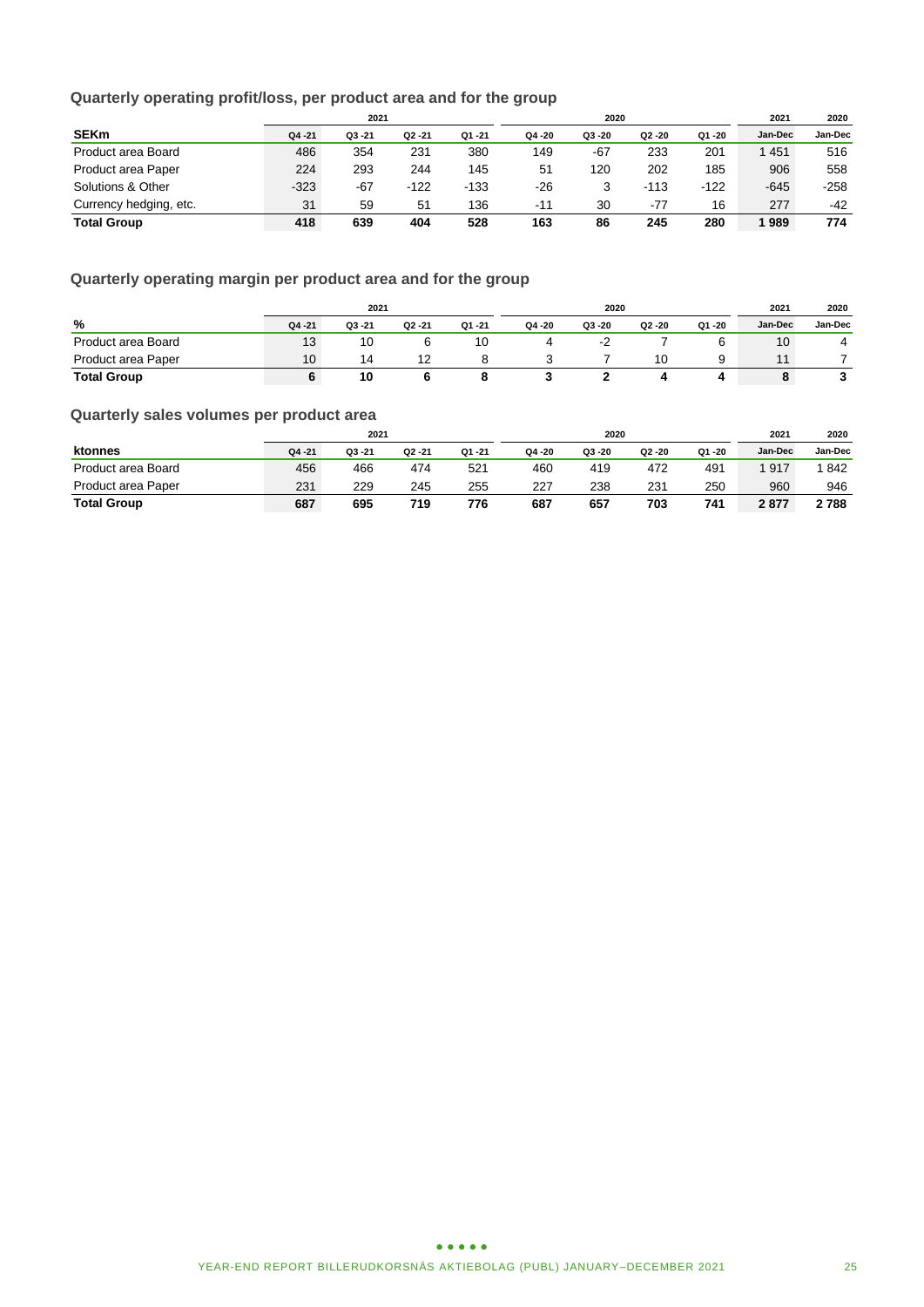## Quarterly operating profit/loss, per product area and for the group

| SEKm | 2021 Q4 -21 | Q3 -21 | Q2 -21 | Q1 -21 | 2020 Q4 -20 | Q3 -20 | Q2 -20 | Q1 -20 | 2021 Jan-Dec | 2020 Jan-Dec |
|---|---|---|---|---|---|---|---|---|---|---|
| Product area Board | 486 | 354 | 231 | 380 | 149 | -67 | 233 | 201 | 1 451 | 516 |
| Product area Paper | 224 | 293 | 244 | 145 | 51 | 120 | 202 | 185 | 906 | 558 |
| Solutions & Other | -323 | -67 | -122 | -133 | -26 | 3 | -113 | -122 | -645 | -258 |
| Currency hedging, etc. | 31 | 59 | 51 | 136 | -11 | 30 | -77 | 16 | 277 | -42 |
| **Total Group** | **418** | **639** | **404** | **528** | **163** | **86** | **245** | **280** | **1 989** | **774** |

## Quarterly operating margin per product area and for the group

| % | 2021 Q4 -21 | Q3 -21 | Q2 -21 | Q1 -21 | 2020 Q4 -20 | Q3 -20 | Q2 -20 | Q1 -20 | 2021 Jan-Dec | 2020 Jan-Dec |
|---|---|---|---|---|---|---|---|---|---|---|
| Product area Board | 13 | 10 | 6 | 10 | 4 | -2 | 7 | 6 | 10 | 4 |
| Product area Paper | 10 | 14 | 12 | 8 | 3 | 7 | 10 | 9 | 11 | 7 |
| **Total Group** | **6** | **10** | **6** | **8** | **3** | **2** | **4** | **4** | **8** | **3** |

## Quarterly sales volumes per product area

| ktonnes | 2021 Q4 -21 | Q3 -21 | Q2 -21 | Q1 -21 | 2020 Q4 -20 | Q3 -20 | Q2 -20 | Q1 -20 | 2021 Jan-Dec | 2020 Jan-Dec |
|---|---|---|---|---|---|---|---|---|---|---|
| Product area Board | 456 | 466 | 474 | 521 | 460 | 419 | 472 | 491 | 1 917 | 1 842 |
| Product area Paper | 231 | 229 | 245 | 255 | 227 | 238 | 231 | 250 | 960 | 946 |
| **Total Group** | **687** | **695** | **719** | **776** | **687** | **657** | **703** | **741** | **2 877** | **2 788** |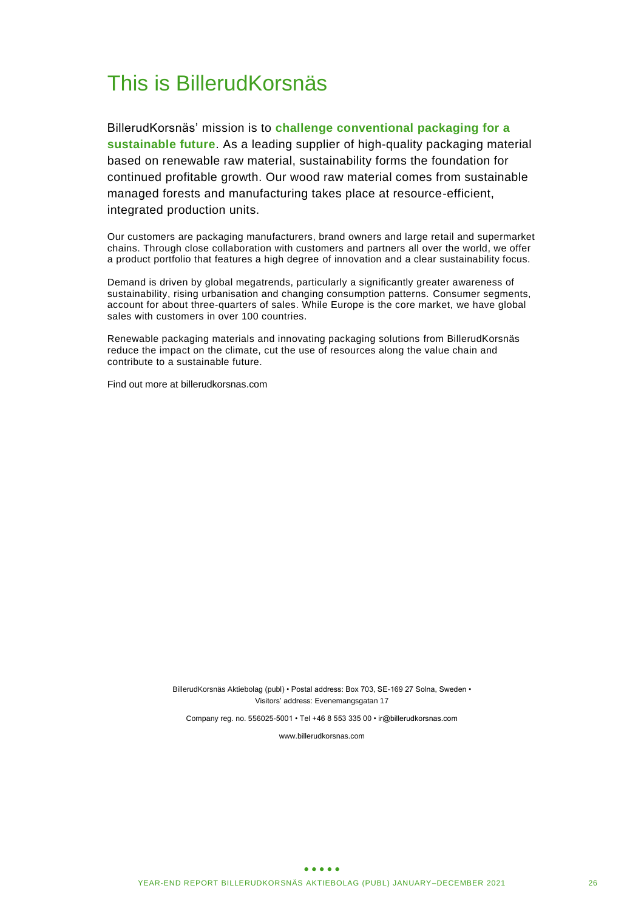# This is BillerudKorsnäs

BillerudKorsnäs' mission is to **challenge conventional packaging for a sustainable future**. As a leading supplier of high-quality packaging material based on renewable raw material, sustainability forms the foundation for continued profitable growth. Our wood raw material comes from sustainable managed forests and manufacturing takes place at resource-efficient, integrated production units.

Our customers are packaging manufacturers, brand owners and large retail and supermarket chains. Through close collaboration with customers and partners all over the world, we offer a product portfolio that features a high degree of innovation and a clear sustainability focus.

Demand is driven by global megatrends, particularly a significantly greater awareness of sustainability, rising urbanisation and changing consumption patterns. Consumer segments, account for about three-quarters of sales. While Europe is the core market, we have global sales with customers in over 100 countries.

Renewable packaging materials and innovating packaging solutions from BillerudKorsnäs reduce the impact on the climate, cut the use of resources along the value chain and contribute to a sustainable future.

Find out more at billerudkorsnas.com

BillerudKorsnäs Aktiebolag (publ) • Postal address: Box 703, SE-169 27 Solna, Sweden • Visitors' address: Evenemangsgatan 17

Company reg. no. 556025-5001 • Tel +46 8 553 335 00 • ir@billerudkorsnas.com

www.billerudkorsnas.com